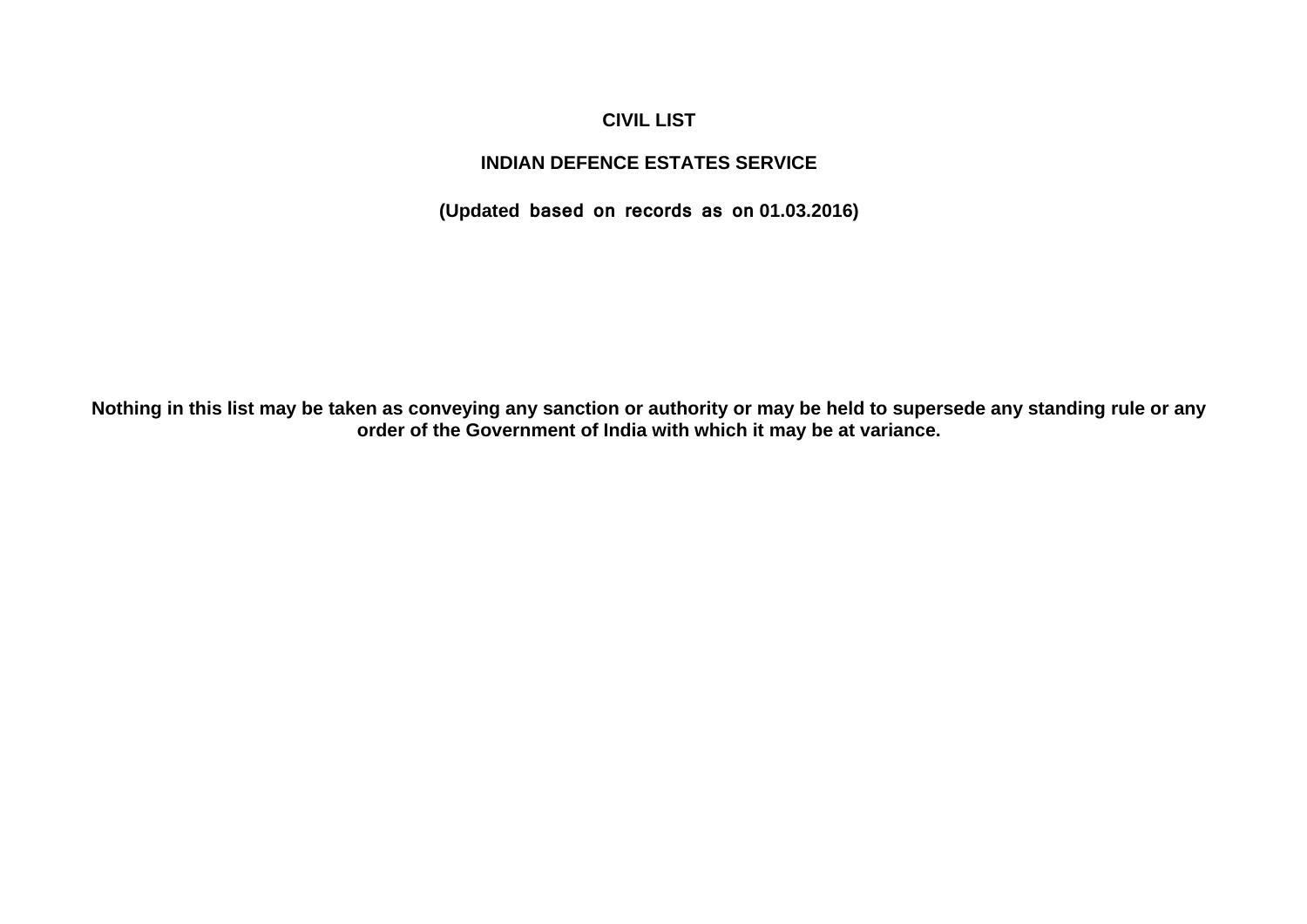# CIVIL LIST

## INDIAN DEFENCE ESTATES SERVICE

**(Updated based on records as on 01.03.2016)**

**Nothing in this list may be taken as conveying any sanction or authority or may be held to supersede any standing rule or any order of the Government of India with which it may be at variance.**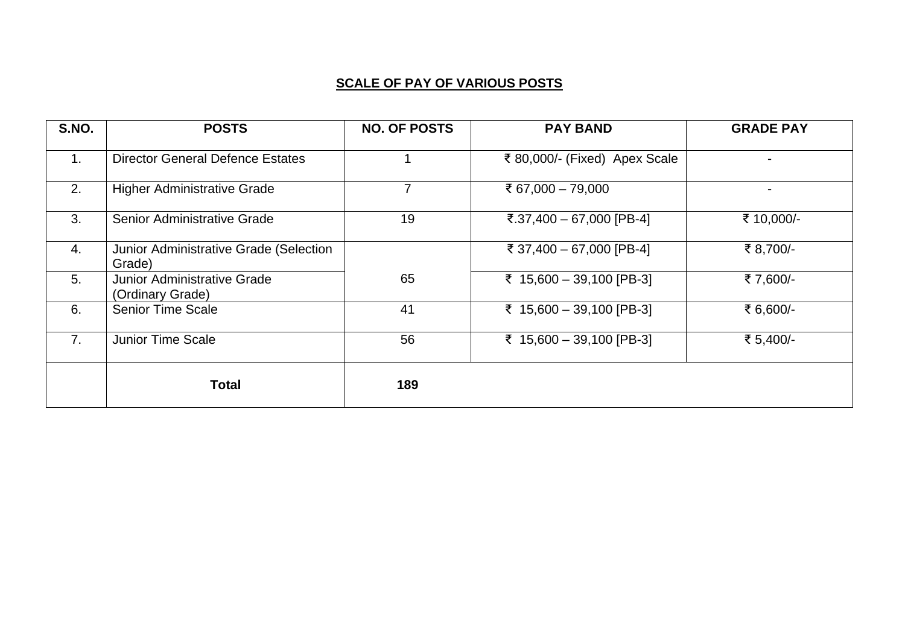## SCALE OF PAY OF VARIOUS POSTS

| S.NO. | POSTS | NO. OF POSTS | PAY BAND | GRADE PAY |
|---|---|---|---|---|
| 1. | Director General Defence Estates | 1 | ₹ 80,000/- (Fixed) Apex Scale | - |
| 2. | Higher Administrative Grade | 7 | ₹ 67,000 – 79,000 | - |
| 3. | Senior Administrative Grade | 19 | ₹.37,400 – 67,000 [PB-4] | ₹ 10,000/- |
| 4. | Junior Administrative Grade (Selection Grade) | 65 | ₹ 37,400 – 67,000 [PB-4] | ₹ 8,700/- |
| 5. | Junior Administrative Grade (Ordinary Grade) | | ₹ 15,600 – 39,100 [PB-3] | ₹ 7,600/- |
| 6. | Senior Time Scale | 41 | ₹ 15,600 – 39,100 [PB-3] | ₹ 6,600/- |
| 7. | Junior Time Scale | 56 | ₹ 15,600 – 39,100 [PB-3] | ₹ 5,400/- |
| | **Total** | **189** | | |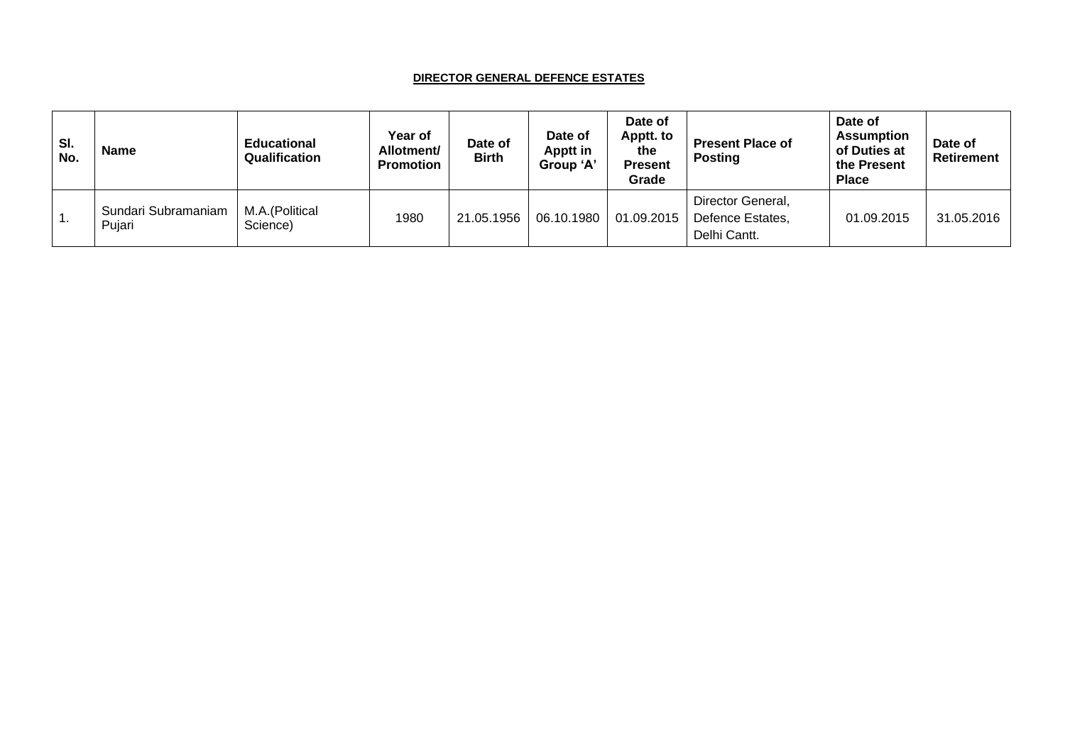## DIRECTOR GENERAL DEFENCE ESTATES

| Sl. No. | Name | Educational Qualification | Year of Allotment/ Promotion | Date of Birth | Date of Apptt in Group 'A' | Date of Apptt. to the Present Grade | Present Place of Posting | Date of Assumption of Duties at the Present Place | Date of Retirement |
|---|---|---|---|---|---|---|---|---|---|
| 1. | Sundari Subramaniam Pujari | M.A.(Political Science) | 1980 | 21.05.1956 | 06.10.1980 | 01.09.2015 | Director General, Defence Estates, Delhi Cantt. | 01.09.2015 | 31.05.2016 |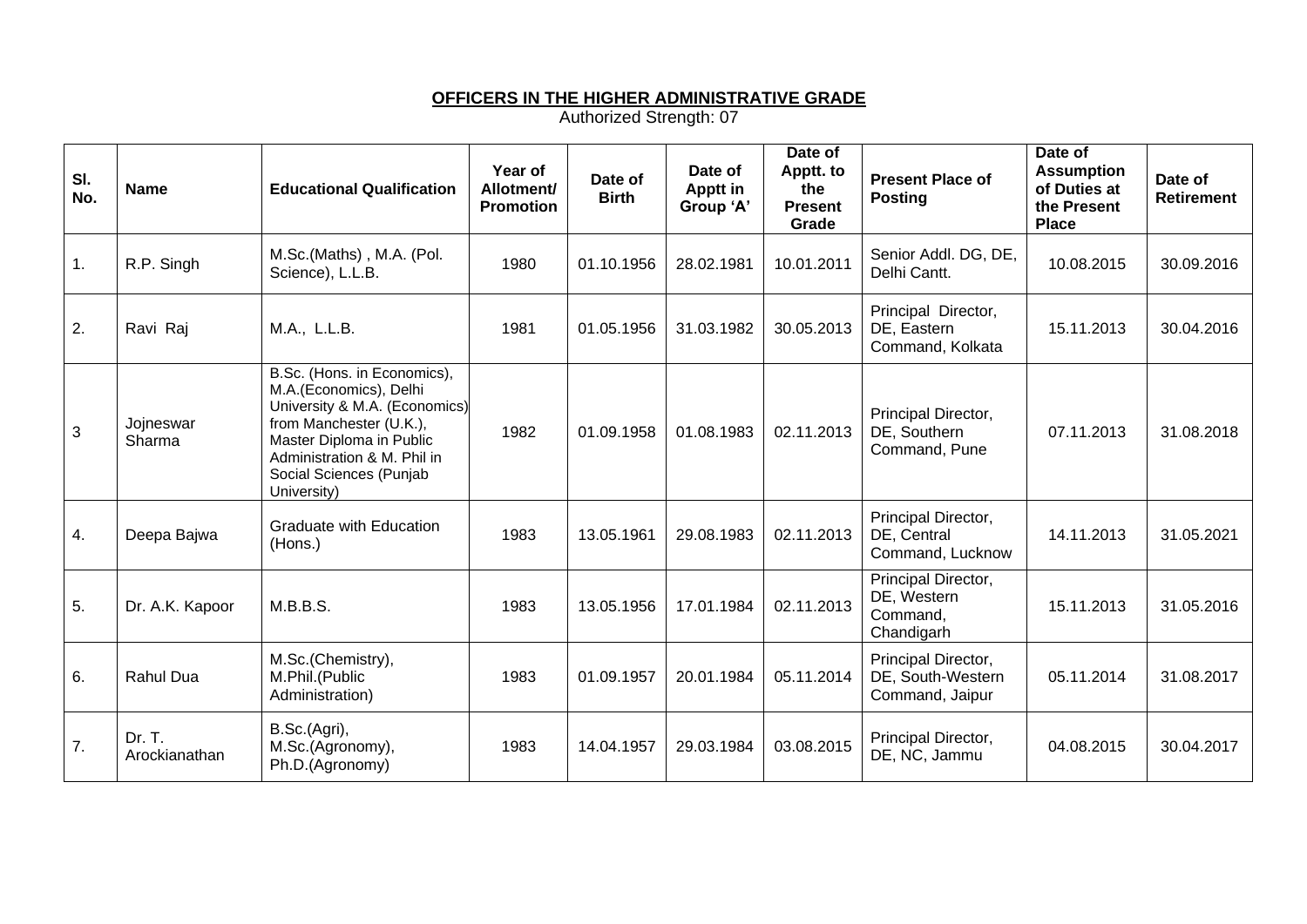**OFFICERS IN THE HIGHER ADMINISTRATIVE GRADE**

Authorized Strength: 07

| Sl. No. | Name | Educational Qualification | Year of Allotment/ Promotion | Date of Birth | Date of Apptt in Group 'A' | Date of Apptt. to the Present Grade | Present Place of Posting | Date of Assumption of Duties at the Present Place | Date of Retirement |
|---|---|---|---|---|---|---|---|---|---|
| 1. | R.P. Singh | M.Sc.(Maths) , M.A. (Pol. Science), L.L.B. | 1980 | 01.10.1956 | 28.02.1981 | 10.01.2011 | Senior Addl. DG, DE, Delhi Cantt. | 10.08.2015 | 30.09.2016 |
| 2. | Ravi Raj | M.A., L.L.B. | 1981 | 01.05.1956 | 31.03.1982 | 30.05.2013 | Principal Director, DE, Eastern Command, Kolkata | 15.11.2013 | 30.04.2016 |
| 3 | Jojneswar Sharma | B.Sc. (Hons. in Economics), M.A.(Economics), Delhi University & M.A. (Economics) from Manchester (U.K.), Master Diploma in Public Administration & M. Phil in Social Sciences (Punjab University) | 1982 | 01.09.1958 | 01.08.1983 | 02.11.2013 | Principal Director, DE, Southern Command, Pune | 07.11.2013 | 31.08.2018 |
| 4. | Deepa Bajwa | Graduate with Education (Hons.) | 1983 | 13.05.1961 | 29.08.1983 | 02.11.2013 | Principal Director, DE, Central Command, Lucknow | 14.11.2013 | 31.05.2021 |
| 5. | Dr. A.K. Kapoor | M.B.B.S. | 1983 | 13.05.1956 | 17.01.1984 | 02.11.2013 | Principal Director, DE, Western Command, Chandigarh | 15.11.2013 | 31.05.2016 |
| 6. | Rahul Dua | M.Sc.(Chemistry), M.Phil.(Public Administration) | 1983 | 01.09.1957 | 20.01.1984 | 05.11.2014 | Principal Director, DE, South-Western Command, Jaipur | 05.11.2014 | 31.08.2017 |
| 7. | Dr. T. Arockianathan | B.Sc.(Agri), M.Sc.(Agronomy), Ph.D.(Agronomy) | 1983 | 14.04.1957 | 29.03.1984 | 03.08.2015 | Principal Director, DE, NC, Jammu | 04.08.2015 | 30.04.2017 |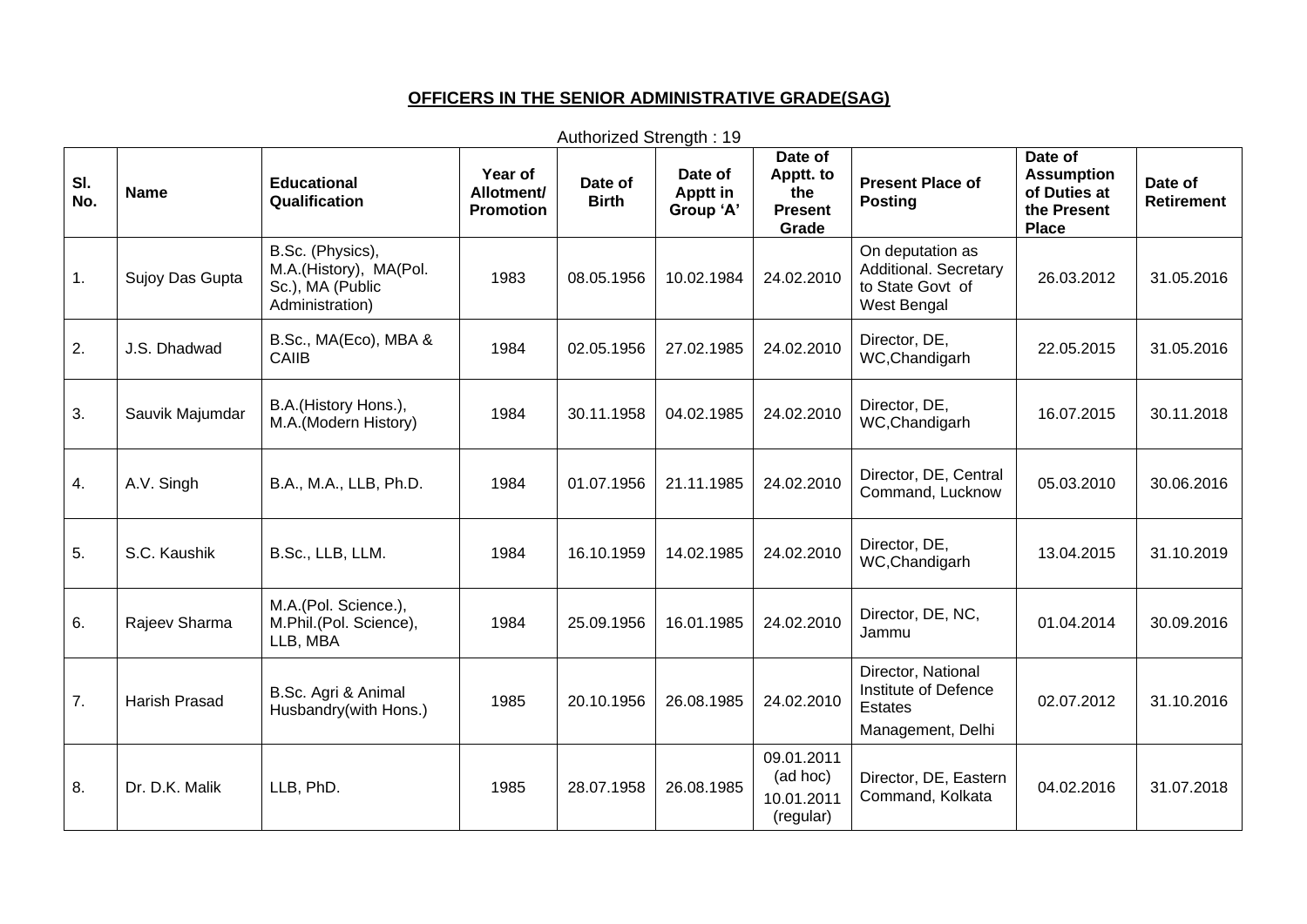## OFFICERS IN THE SENIOR ADMINISTRATIVE GRADE(SAG)

Authorized Strength : 19

| Sl. No. | Name | Educational Qualification | Year of Allotment/ Promotion | Date of Birth | Date of Apptt in Group 'A' | Date of Apptt. to the Present Grade | Present Place of Posting | Date of Assumption of Duties at the Present Place | Date of Retirement |
|---|---|---|---|---|---|---|---|---|---|
| 1. | Sujoy Das Gupta | B.Sc. (Physics), M.A.(History), MA(Pol. Sc.), MA (Public Administration) | 1983 | 08.05.1956 | 10.02.1984 | 24.02.2010 | On deputation as Additional. Secretary to State Govt of West Bengal | 26.03.2012 | 31.05.2016 |
| 2. | J.S. Dhadwad | B.Sc., MA(Eco), MBA & CAIIB | 1984 | 02.05.1956 | 27.02.1985 | 24.02.2010 | Director, DE, WC,Chandigarh | 22.05.2015 | 31.05.2016 |
| 3. | Sauvik Majumdar | B.A.(History Hons.), M.A.(Modern History) | 1984 | 30.11.1958 | 04.02.1985 | 24.02.2010 | Director, DE, WC,Chandigarh | 16.07.2015 | 30.11.2018 |
| 4. | A.V. Singh | B.A., M.A., LLB, Ph.D. | 1984 | 01.07.1956 | 21.11.1985 | 24.02.2010 | Director, DE, Central Command, Lucknow | 05.03.2010 | 30.06.2016 |
| 5. | S.C. Kaushik | B.Sc., LLB, LLM. | 1984 | 16.10.1959 | 14.02.1985 | 24.02.2010 | Director, DE, WC,Chandigarh | 13.04.2015 | 31.10.2019 |
| 6. | Rajeev Sharma | M.A.(Pol. Science.), M.Phil.(Pol. Science), LLB, MBA | 1984 | 25.09.1956 | 16.01.1985 | 24.02.2010 | Director, DE, NC, Jammu | 01.04.2014 | 30.09.2016 |
| 7. | Harish Prasad | B.Sc. Agri & Animal Husbandry(with Hons.) | 1985 | 20.10.1956 | 26.08.1985 | 24.02.2010 | Director, National Institute of Defence Estates Management, Delhi | 02.07.2012 | 31.10.2016 |
| 8. | Dr. D.K. Malik | LLB, PhD. | 1985 | 28.07.1958 | 26.08.1985 | 09.01.2011 (ad hoc) 10.01.2011 (regular) | Director, DE, Eastern Command, Kolkata | 04.02.2016 | 31.07.2018 |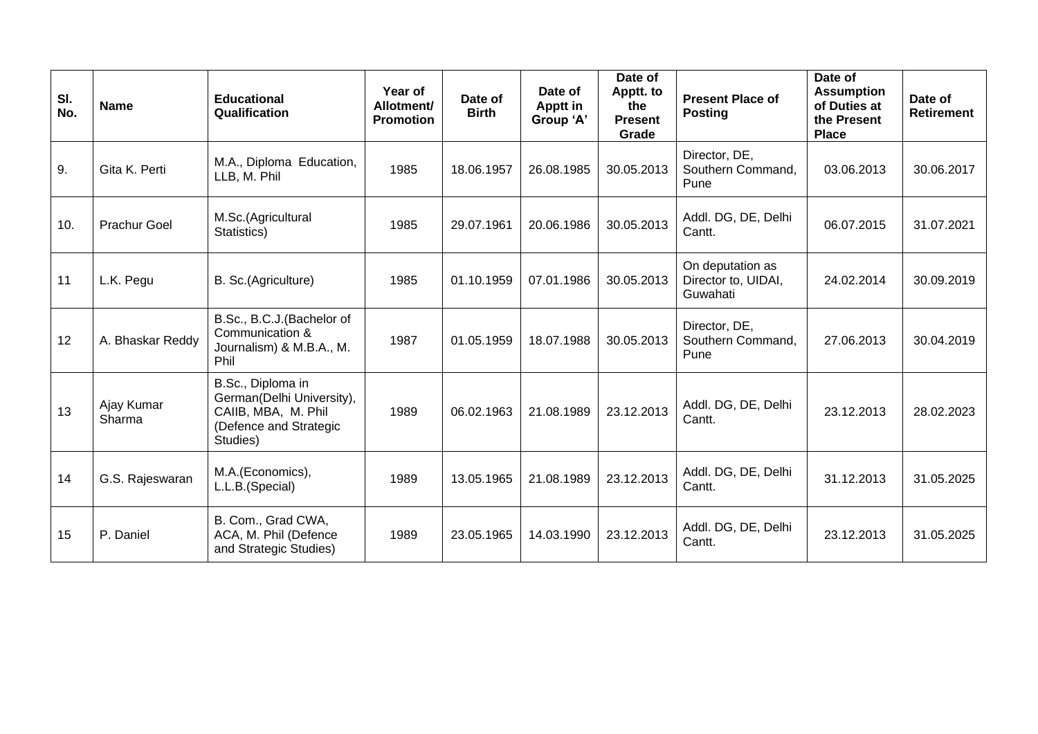| Sl. No. | Name | Educational Qualification | Year of Allotment/ Promotion | Date of Birth | Date of Apptt in Group 'A' | Date of Apptt. to the Present Grade | Present Place of Posting | Date of Assumption of Duties at the Present Place | Date of Retirement |
|---|---|---|---|---|---|---|---|---|---|
| 9. | Gita K. Perti | M.A., Diploma Education, LLB, M. Phil | 1985 | 18.06.1957 | 26.08.1985 | 30.05.2013 | Director, DE, Southern Command, Pune | 03.06.2013 | 30.06.2017 |
| 10. | Prachur Goel | M.Sc.(Agricultural Statistics) | 1985 | 29.07.1961 | 20.06.1986 | 30.05.2013 | Addl. DG, DE, Delhi Cantt. | 06.07.2015 | 31.07.2021 |
| 11 | L.K. Pegu | B. Sc.(Agriculture) | 1985 | 01.10.1959 | 07.01.1986 | 30.05.2013 | On deputation as Director to, UIDAI, Guwahati | 24.02.2014 | 30.09.2019 |
| 12 | A. Bhaskar Reddy | B.Sc., B.C.J.(Bachelor of Communication & Journalism) & M.B.A., M. Phil | 1987 | 01.05.1959 | 18.07.1988 | 30.05.2013 | Director, DE, Southern Command, Pune | 27.06.2013 | 30.04.2019 |
| 13 | Ajay Kumar Sharma | B.Sc., Diploma in German(Delhi University), CAIIB, MBA, M. Phil (Defence and Strategic Studies) | 1989 | 06.02.1963 | 21.08.1989 | 23.12.2013 | Addl. DG, DE, Delhi Cantt. | 23.12.2013 | 28.02.2023 |
| 14 | G.S. Rajeswaran | M.A.(Economics), L.L.B.(Special) | 1989 | 13.05.1965 | 21.08.1989 | 23.12.2013 | Addl. DG, DE, Delhi Cantt. | 31.12.2013 | 31.05.2025 |
| 15 | P. Daniel | B. Com., Grad CWA, ACA, M. Phil (Defence and Strategic Studies) | 1989 | 23.05.1965 | 14.03.1990 | 23.12.2013 | Addl. DG, DE, Delhi Cantt. | 23.12.2013 | 31.05.2025 |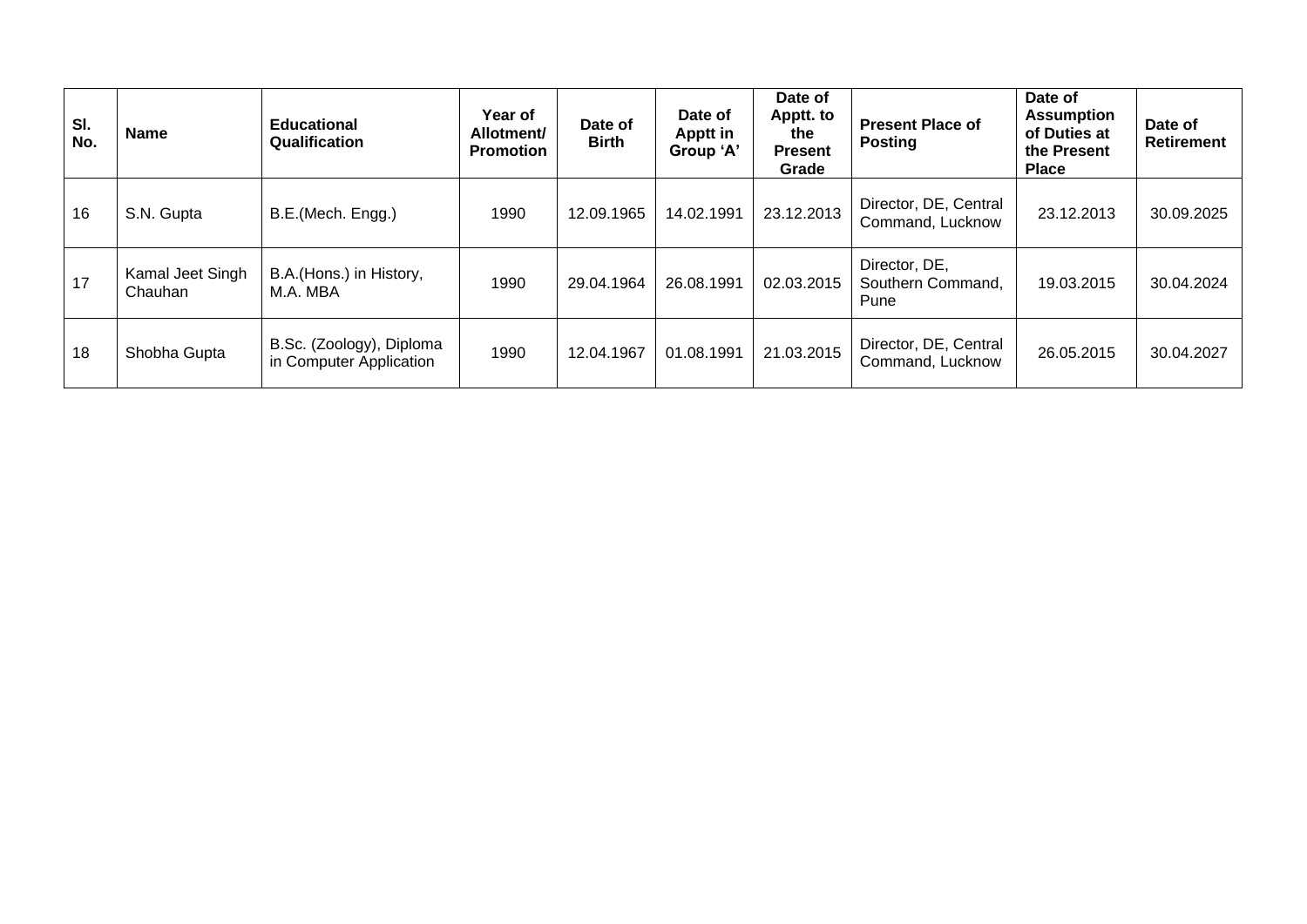| Sl. No. | Name | Educational Qualification | Year of Allotment/ Promotion | Date of Birth | Date of Apptt in Group 'A' | Date of Apptt. to the Present Grade | Present Place of Posting | Date of Assumption of Duties at the Present Place | Date of Retirement |
|---|---|---|---|---|---|---|---|---|---|
| 16 | S.N. Gupta | B.E.(Mech. Engg.) | 1990 | 12.09.1965 | 14.02.1991 | 23.12.2013 | Director, DE, Central Command, Lucknow | 23.12.2013 | 30.09.2025 |
| 17 | Kamal Jeet Singh Chauhan | B.A.(Hons.) in History, M.A. MBA | 1990 | 29.04.1964 | 26.08.1991 | 02.03.2015 | Director, DE, Southern Command, Pune | 19.03.2015 | 30.04.2024 |
| 18 | Shobha Gupta | B.Sc. (Zoology), Diploma in Computer Application | 1990 | 12.04.1967 | 01.08.1991 | 21.03.2015 | Director, DE, Central Command, Lucknow | 26.05.2015 | 30.04.2027 |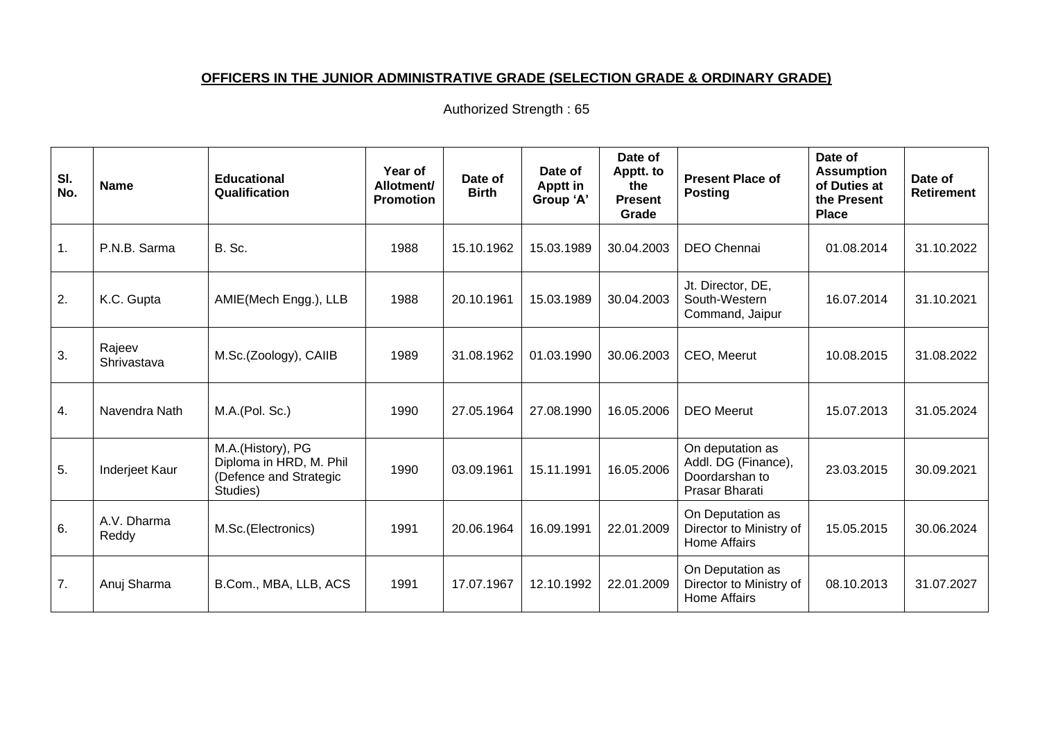**OFFICERS IN THE JUNIOR ADMINISTRATIVE GRADE (SELECTION GRADE & ORDINARY GRADE)**

Authorized Strength : 65

| Sl. No. | Name | Educational Qualification | Year of Allotment/ Promotion | Date of Birth | Date of Apptt in Group 'A' | Date of Apptt. to the Present Grade | Present Place of Posting | Date of Assumption of Duties at the Present Place | Date of Retirement |
|---|---|---|---|---|---|---|---|---|---|
| 1. | P.N.B. Sarma | B. Sc. | 1988 | 15.10.1962 | 15.03.1989 | 30.04.2003 | DEO Chennai | 01.08.2014 | 31.10.2022 |
| 2. | K.C. Gupta | AMIE(Mech Engg.), LLB | 1988 | 20.10.1961 | 15.03.1989 | 30.04.2003 | Jt. Director, DE, South-Western Command, Jaipur | 16.07.2014 | 31.10.2021 |
| 3. | Rajeev Shrivastava | M.Sc.(Zoology), CAIIB | 1989 | 31.08.1962 | 01.03.1990 | 30.06.2003 | CEO, Meerut | 10.08.2015 | 31.08.2022 |
| 4. | Navendra Nath | M.A.(Pol. Sc.) | 1990 | 27.05.1964 | 27.08.1990 | 16.05.2006 | DEO Meerut | 15.07.2013 | 31.05.2024 |
| 5. | Inderjeet Kaur | M.A.(History), PG Diploma in HRD, M. Phil (Defence and Strategic Studies) | 1990 | 03.09.1961 | 15.11.1991 | 16.05.2006 | On deputation as Addl. DG (Finance), Doordarshan to Prasar Bharati | 23.03.2015 | 30.09.2021 |
| 6. | A.V. Dharma Reddy | M.Sc.(Electronics) | 1991 | 20.06.1964 | 16.09.1991 | 22.01.2009 | On Deputation as Director to Ministry of Home Affairs | 15.05.2015 | 30.06.2024 |
| 7. | Anuj Sharma | B.Com., MBA, LLB, ACS | 1991 | 17.07.1967 | 12.10.1992 | 22.01.2009 | On Deputation as Director to Ministry of Home Affairs | 08.10.2013 | 31.07.2027 |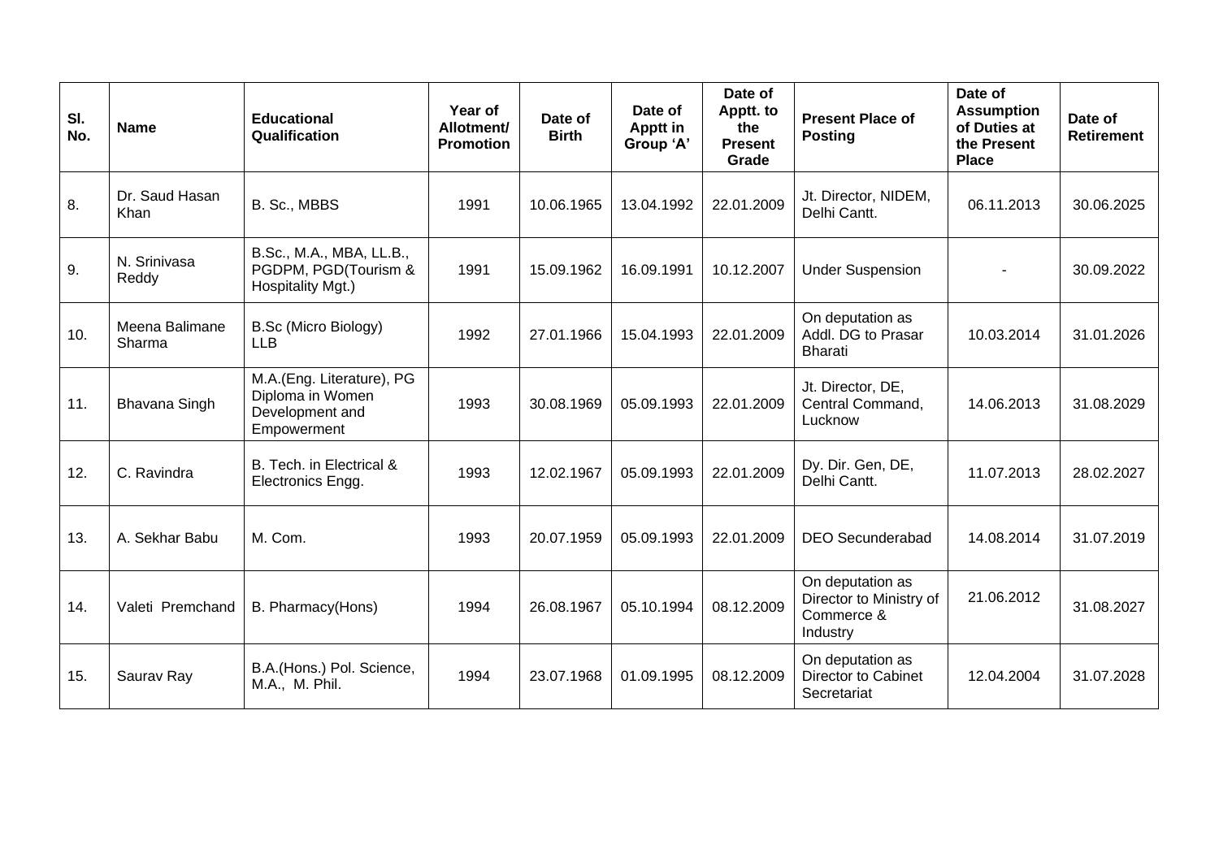| Sl. No. | Name | Educational Qualification | Year of Allotment/ Promotion | Date of Birth | Date of Apptt in Group 'A' | Date of Apptt. to the Present Grade | Present Place of Posting | Date of Assumption of Duties at the Present Place | Date of Retirement |
|---|---|---|---|---|---|---|---|---|---|
| 8. | Dr. Saud Hasan Khan | B. Sc., MBBS | 1991 | 10.06.1965 | 13.04.1992 | 22.01.2009 | Jt. Director, NIDEM, Delhi Cantt. | 06.11.2013 | 30.06.2025 |
| 9. | N. Srinivasa Reddy | B.Sc., M.A., MBA, LL.B., PGDPM, PGD(Tourism & Hospitality Mgt.) | 1991 | 15.09.1962 | 16.09.1991 | 10.12.2007 | Under Suspension | - | 30.09.2022 |
| 10. | Meena Balimane Sharma | B.Sc (Micro Biology) LLB | 1992 | 27.01.1966 | 15.04.1993 | 22.01.2009 | On deputation as Addl. DG to Prasar Bharati | 10.03.2014 | 31.01.2026 |
| 11. | Bhavana Singh | M.A.(Eng. Literature), PG Diploma in Women Development and Empowerment | 1993 | 30.08.1969 | 05.09.1993 | 22.01.2009 | Jt. Director, DE, Central Command, Lucknow | 14.06.2013 | 31.08.2029 |
| 12. | C. Ravindra | B. Tech. in Electrical & Electronics Engg. | 1993 | 12.02.1967 | 05.09.1993 | 22.01.2009 | Dy. Dir. Gen, DE, Delhi Cantt. | 11.07.2013 | 28.02.2027 |
| 13. | A. Sekhar Babu | M. Com. | 1993 | 20.07.1959 | 05.09.1993 | 22.01.2009 | DEO Secunderabad | 14.08.2014 | 31.07.2019 |
| 14. | Valeti Premchand | B. Pharmacy(Hons) | 1994 | 26.08.1967 | 05.10.1994 | 08.12.2009 | On deputation as Director to Ministry of Commerce & Industry | 21.06.2012 | 31.08.2027 |
| 15. | Saurav Ray | B.A.(Hons.) Pol. Science, M.A., M. Phil. | 1994 | 23.07.1968 | 01.09.1995 | 08.12.2009 | On deputation as Director to Cabinet Secretariat | 12.04.2004 | 31.07.2028 |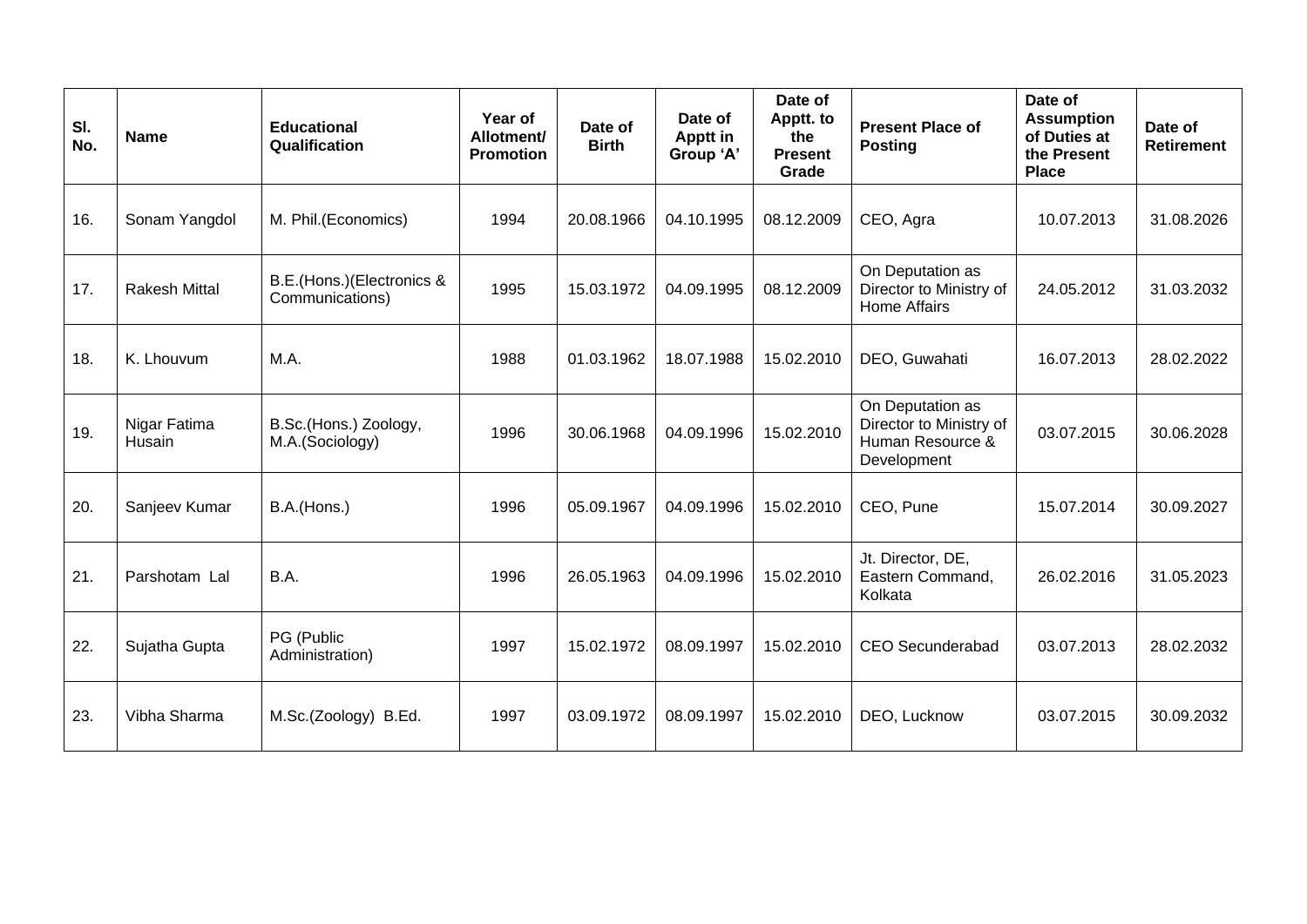| Sl. No. | Name | Educational Qualification | Year of Allotment/ Promotion | Date of Birth | Date of Apptt in Group 'A' | Date of Apptt. to the Present Grade | Present Place of Posting | Date of Assumption of Duties at the Present Place | Date of Retirement |
|---|---|---|---|---|---|---|---|---|---|
| 16. | Sonam Yangdol | M. Phil.(Economics) | 1994 | 20.08.1966 | 04.10.1995 | 08.12.2009 | CEO, Agra | 10.07.2013 | 31.08.2026 |
| 17. | Rakesh Mittal | B.E.(Hons.)(Electronics & Communications) | 1995 | 15.03.1972 | 04.09.1995 | 08.12.2009 | On Deputation as Director to Ministry of Home Affairs | 24.05.2012 | 31.03.2032 |
| 18. | K. Lhouvum | M.A. | 1988 | 01.03.1962 | 18.07.1988 | 15.02.2010 | DEO, Guwahati | 16.07.2013 | 28.02.2022 |
| 19. | Nigar Fatima Husain | B.Sc.(Hons.) Zoology, M.A.(Sociology) | 1996 | 30.06.1968 | 04.09.1996 | 15.02.2010 | On Deputation as Director to Ministry of Human Resource & Development | 03.07.2015 | 30.06.2028 |
| 20. | Sanjeev Kumar | B.A.(Hons.) | 1996 | 05.09.1967 | 04.09.1996 | 15.02.2010 | CEO, Pune | 15.07.2014 | 30.09.2027 |
| 21. | Parshotam Lal | B.A. | 1996 | 26.05.1963 | 04.09.1996 | 15.02.2010 | Jt. Director, DE, Eastern Command, Kolkata | 26.02.2016 | 31.05.2023 |
| 22. | Sujatha Gupta | PG (Public Administration) | 1997 | 15.02.1972 | 08.09.1997 | 15.02.2010 | CEO Secunderabad | 03.07.2013 | 28.02.2032 |
| 23. | Vibha Sharma | M.Sc.(Zoology) B.Ed. | 1997 | 03.09.1972 | 08.09.1997 | 15.02.2010 | DEO, Lucknow | 03.07.2015 | 30.09.2032 |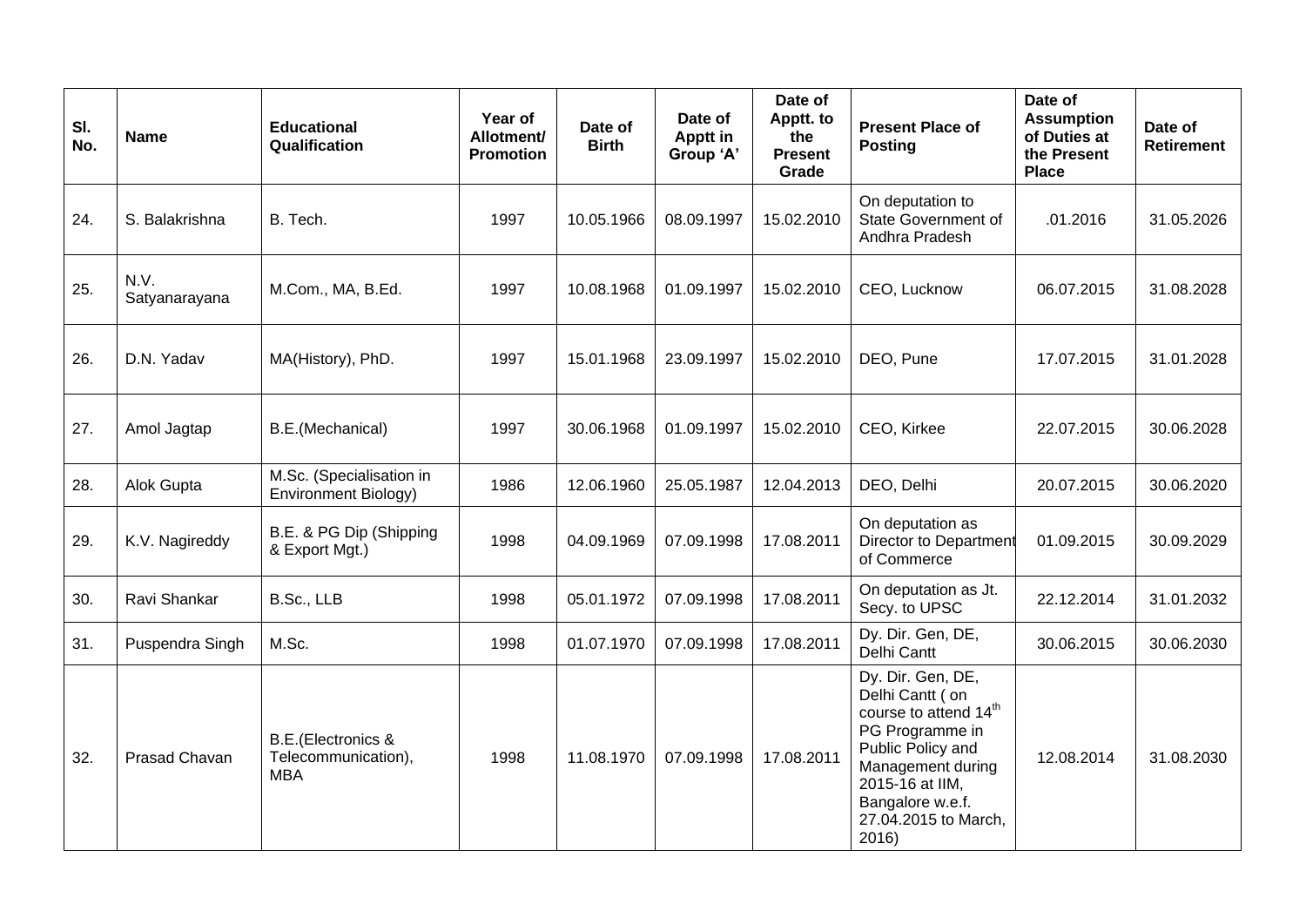| Sl. No. | Name | Educational Qualification | Year of Allotment/ Promotion | Date of Birth | Date of Apptt in Group 'A' | Date of Apptt. to the Present Grade | Present Place of Posting | Date of Assumption of Duties at the Present Place | Date of Retirement |
|---|---|---|---|---|---|---|---|---|---|
| 24. | S. Balakrishna | B. Tech. | 1997 | 10.05.1966 | 08.09.1997 | 15.02.2010 | On deputation to State Government of Andhra Pradesh | .01.2016 | 31.05.2026 |
| 25. | N.V. Satyanarayana | M.Com., MA, B.Ed. | 1997 | 10.08.1968 | 01.09.1997 | 15.02.2010 | CEO, Lucknow | 06.07.2015 | 31.08.2028 |
| 26. | D.N. Yadav | MA(History), PhD. | 1997 | 15.01.1968 | 23.09.1997 | 15.02.2010 | DEO, Pune | 17.07.2015 | 31.01.2028 |
| 27. | Amol Jagtap | B.E.(Mechanical) | 1997 | 30.06.1968 | 01.09.1997 | 15.02.2010 | CEO, Kirkee | 22.07.2015 | 30.06.2028 |
| 28. | Alok Gupta | M.Sc. (Specialisation in Environment Biology) | 1986 | 12.06.1960 | 25.05.1987 | 12.04.2013 | DEO, Delhi | 20.07.2015 | 30.06.2020 |
| 29. | K.V. Nagireddy | B.E. & PG Dip (Shipping & Export Mgt.) | 1998 | 04.09.1969 | 07.09.1998 | 17.08.2011 | On deputation as Director to Department of Commerce | 01.09.2015 | 30.09.2029 |
| 30. | Ravi Shankar | B.Sc., LLB | 1998 | 05.01.1972 | 07.09.1998 | 17.08.2011 | On deputation as Jt. Secy. to UPSC | 22.12.2014 | 31.01.2032 |
| 31. | Puspendra Singh | M.Sc. | 1998 | 01.07.1970 | 07.09.1998 | 17.08.2011 | Dy. Dir. Gen, DE, Delhi Cantt | 30.06.2015 | 30.06.2030 |
| 32. | Prasad Chavan | B.E.(Electronics & Telecommunication), MBA | 1998 | 11.08.1970 | 07.09.1998 | 17.08.2011 | Dy. Dir. Gen, DE, Delhi Cantt ( on course to attend 14th PG Programme in Public Policy and Management during 2015-16 at IIM, Bangalore w.e.f. 27.04.2015 to March, 2016) | 12.08.2014 | 31.08.2030 |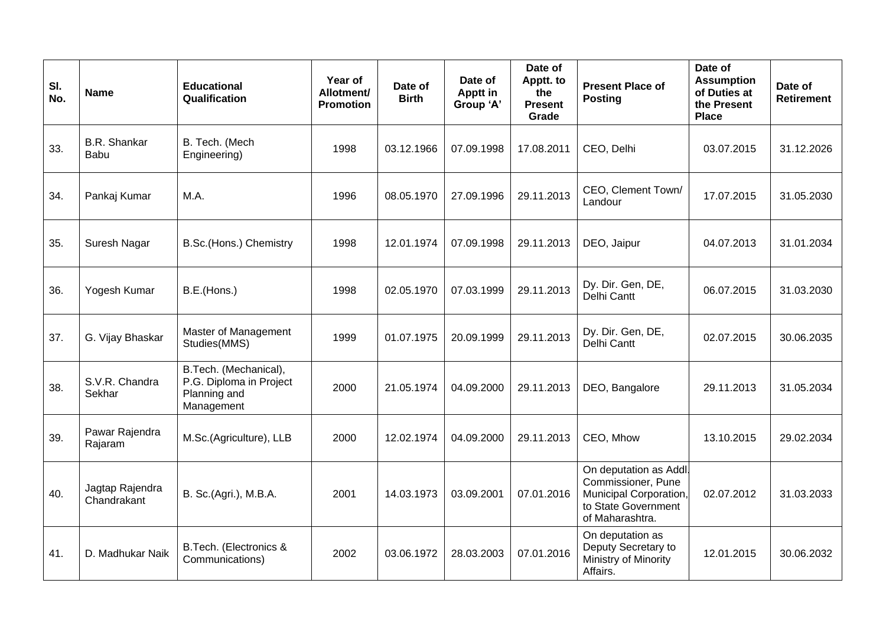| Sl. No. | Name | Educational Qualification | Year of Allotment/ Promotion | Date of Birth | Date of Apptt in Group 'A' | Date of Apptt. to the Present Grade | Present Place of Posting | Date of Assumption of Duties at the Present Place | Date of Retirement |
|---|---|---|---|---|---|---|---|---|---|
| 33. | B.R. Shankar Babu | B. Tech. (Mech Engineering) | 1998 | 03.12.1966 | 07.09.1998 | 17.08.2011 | CEO, Delhi | 03.07.2015 | 31.12.2026 |
| 34. | Pankaj Kumar | M.A. | 1996 | 08.05.1970 | 27.09.1996 | 29.11.2013 | CEO, Clement Town/ Landour | 17.07.2015 | 31.05.2030 |
| 35. | Suresh Nagar | B.Sc.(Hons.) Chemistry | 1998 | 12.01.1974 | 07.09.1998 | 29.11.2013 | DEO, Jaipur | 04.07.2013 | 31.01.2034 |
| 36. | Yogesh Kumar | B.E.(Hons.) | 1998 | 02.05.1970 | 07.03.1999 | 29.11.2013 | Dy. Dir. Gen, DE, Delhi Cantt | 06.07.2015 | 31.03.2030 |
| 37. | G. Vijay Bhaskar | Master of Management Studies(MMS) | 1999 | 01.07.1975 | 20.09.1999 | 29.11.2013 | Dy. Dir. Gen, DE, Delhi Cantt | 02.07.2015 | 30.06.2035 |
| 38. | S.V.R. Chandra Sekhar | B.Tech. (Mechanical), P.G. Diploma in Project Planning and Management | 2000 | 21.05.1974 | 04.09.2000 | 29.11.2013 | DEO, Bangalore | 29.11.2013 | 31.05.2034 |
| 39. | Pawar Rajendra Rajaram | M.Sc.(Agriculture), LLB | 2000 | 12.02.1974 | 04.09.2000 | 29.11.2013 | CEO, Mhow | 13.10.2015 | 29.02.2034 |
| 40. | Jagtap Rajendra Chandrakant | B. Sc.(Agri.), M.B.A. | 2001 | 14.03.1973 | 03.09.2001 | 07.01.2016 | On deputation as Addl. Commissioner, Pune Municipal Corporation, to State Government of Maharashtra. | 02.07.2012 | 31.03.2033 |
| 41. | D. Madhukar Naik | B.Tech. (Electronics & Communications) | 2002 | 03.06.1972 | 28.03.2003 | 07.01.2016 | On deputation as Deputy Secretary to Ministry of Minority Affairs. | 12.01.2015 | 30.06.2032 |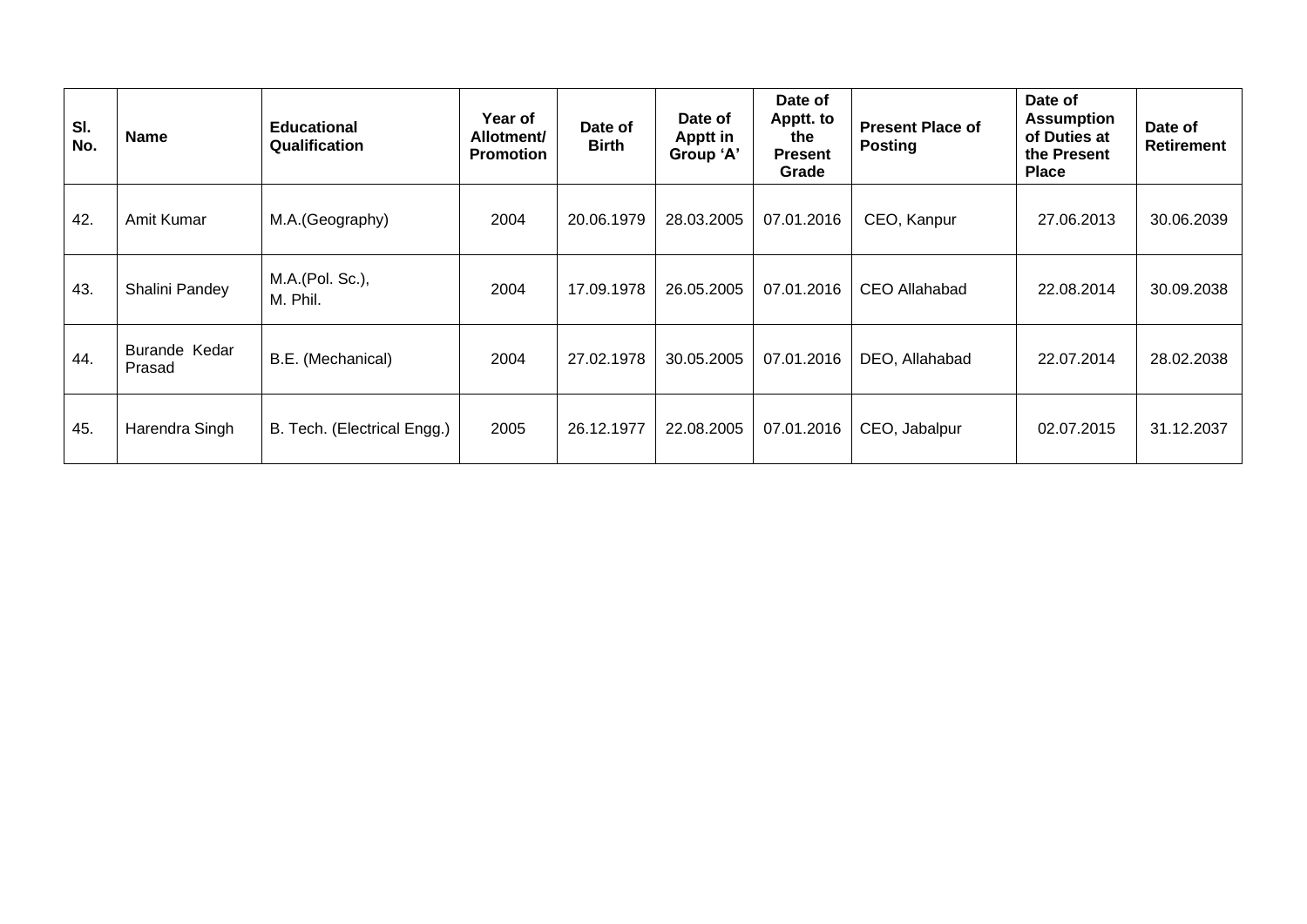| Sl. No. | Name | Educational Qualification | Year of Allotment/ Promotion | Date of Birth | Date of Apptt in Group 'A' | Date of Apptt. to the Present Grade | Present Place of Posting | Date of Assumption of Duties at the Present Place | Date of Retirement |
|---|---|---|---|---|---|---|---|---|---|
| 42. | Amit Kumar | M.A.(Geography) | 2004 | 20.06.1979 | 28.03.2005 | 07.01.2016 | CEO, Kanpur | 27.06.2013 | 30.06.2039 |
| 43. | Shalini Pandey | M.A.(Pol. Sc.), M. Phil. | 2004 | 17.09.1978 | 26.05.2005 | 07.01.2016 | CEO Allahabad | 22.08.2014 | 30.09.2038 |
| 44. | Burande Kedar Prasad | B.E. (Mechanical) | 2004 | 27.02.1978 | 30.05.2005 | 07.01.2016 | DEO, Allahabad | 22.07.2014 | 28.02.2038 |
| 45. | Harendra Singh | B. Tech. (Electrical Engg.) | 2005 | 26.12.1977 | 22.08.2005 | 07.01.2016 | CEO, Jabalpur | 02.07.2015 | 31.12.2037 |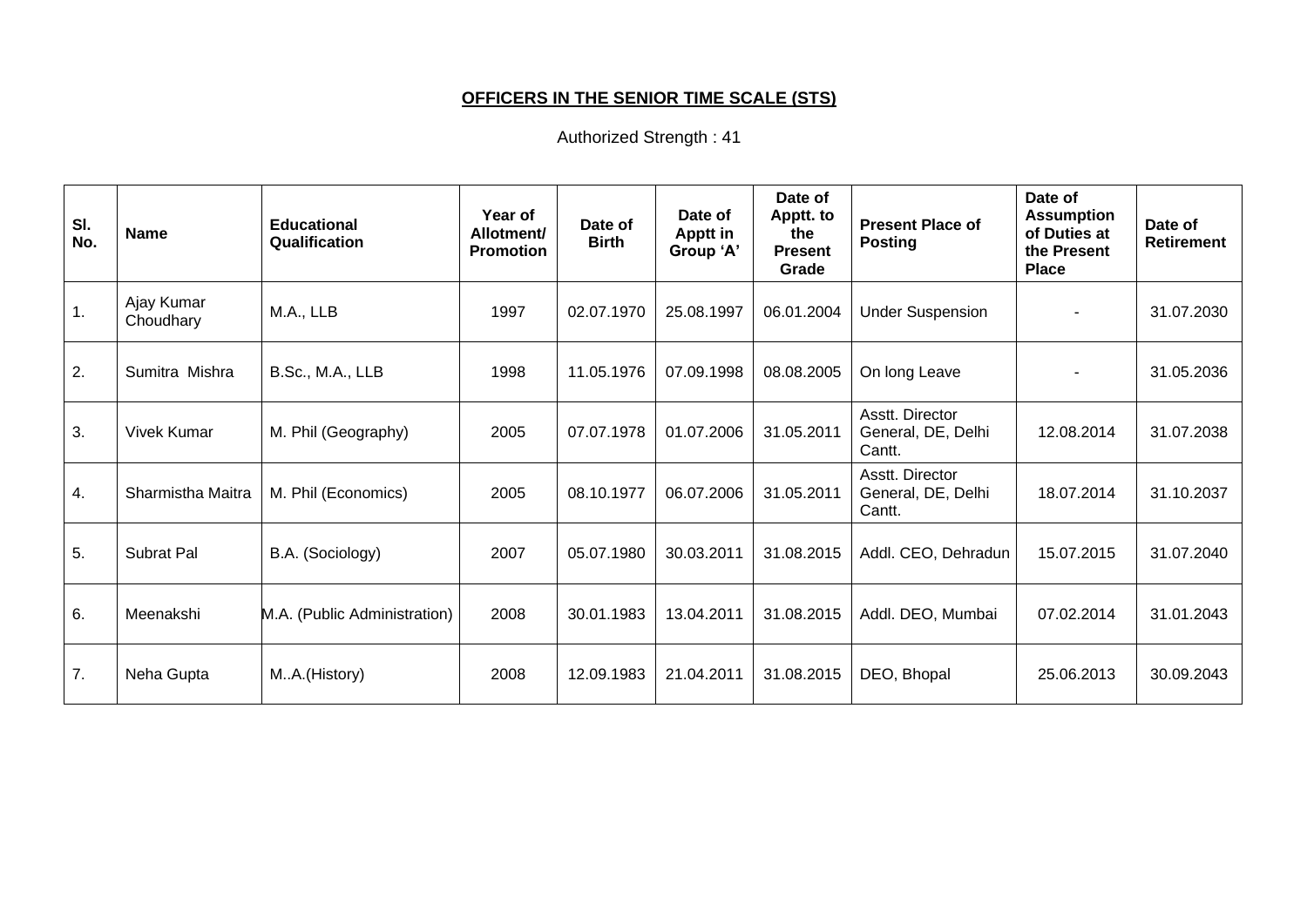**OFFICERS IN THE SENIOR TIME SCALE (STS)**

Authorized Strength : 41

| Sl. No. | Name | Educational Qualification | Year of Allotment/ Promotion | Date of Birth | Date of Apptt in Group 'A' | Date of Apptt. to the Present Grade | Present Place of Posting | Date of Assumption of Duties at the Present Place | Date of Retirement |
|---|---|---|---|---|---|---|---|---|---|
| 1. | Ajay Kumar Choudhary | M.A., LLB | 1997 | 02.07.1970 | 25.08.1997 | 06.01.2004 | Under Suspension | - | 31.07.2030 |
| 2. | Sumitra Mishra | B.Sc., M.A., LLB | 1998 | 11.05.1976 | 07.09.1998 | 08.08.2005 | On long Leave | - | 31.05.2036 |
| 3. | Vivek Kumar | M. Phil (Geography) | 2005 | 07.07.1978 | 01.07.2006 | 31.05.2011 | Asstt. Director General, DE, Delhi Cantt. | 12.08.2014 | 31.07.2038 |
| 4. | Sharmistha Maitra | M. Phil (Economics) | 2005 | 08.10.1977 | 06.07.2006 | 31.05.2011 | Asstt. Director General, DE, Delhi Cantt. | 18.07.2014 | 31.10.2037 |
| 5. | Subrat Pal | B.A. (Sociology) | 2007 | 05.07.1980 | 30.03.2011 | 31.08.2015 | Addl. CEO, Dehradun | 15.07.2015 | 31.07.2040 |
| 6. | Meenakshi | M.A. (Public Administration) | 2008 | 30.01.1983 | 13.04.2011 | 31.08.2015 | Addl. DEO, Mumbai | 07.02.2014 | 31.01.2043 |
| 7. | Neha Gupta | M..A.(History) | 2008 | 12.09.1983 | 21.04.2011 | 31.08.2015 | DEO, Bhopal | 25.06.2013 | 30.09.2043 |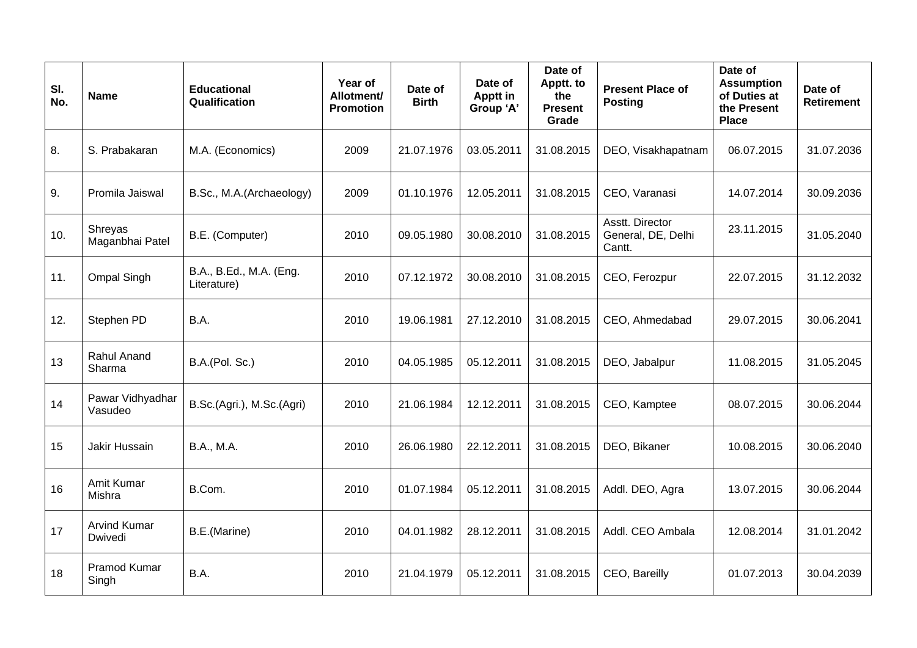| Sl. No. | Name | Educational Qualification | Year of Allotment/ Promotion | Date of Birth | Date of Apptt in Group 'A' | Date of Apptt. to the Present Grade | Present Place of Posting | Date of Assumption of Duties at the Present Place | Date of Retirement |
|---|---|---|---|---|---|---|---|---|---|
| 8. | S. Prabakaran | M.A. (Economics) | 2009 | 21.07.1976 | 03.05.2011 | 31.08.2015 | DEO, Visakhapatnam | 06.07.2015 | 31.07.2036 |
| 9. | Promila Jaiswal | B.Sc., M.A.(Archaeology) | 2009 | 01.10.1976 | 12.05.2011 | 31.08.2015 | CEO, Varanasi | 14.07.2014 | 30.09.2036 |
| 10. | Shreyas Maganbhai Patel | B.E. (Computer) | 2010 | 09.05.1980 | 30.08.2010 | 31.08.2015 | Asstt. Director General, DE, Delhi Cantt. | 23.11.2015 | 31.05.2040 |
| 11. | Ompal Singh | B.A., B.Ed., M.A. (Eng. Literature) | 2010 | 07.12.1972 | 30.08.2010 | 31.08.2015 | CEO, Ferozpur | 22.07.2015 | 31.12.2032 |
| 12. | Stephen PD | B.A. | 2010 | 19.06.1981 | 27.12.2010 | 31.08.2015 | CEO, Ahmedabad | 29.07.2015 | 30.06.2041 |
| 13 | Rahul Anand Sharma | B.A.(Pol. Sc.) | 2010 | 04.05.1985 | 05.12.2011 | 31.08.2015 | DEO, Jabalpur | 11.08.2015 | 31.05.2045 |
| 14 | Pawar Vidhyadhar Vasudeo | B.Sc.(Agri.), M.Sc.(Agri) | 2010 | 21.06.1984 | 12.12.2011 | 31.08.2015 | CEO, Kamptee | 08.07.2015 | 30.06.2044 |
| 15 | Jakir Hussain | B.A., M.A. | 2010 | 26.06.1980 | 22.12.2011 | 31.08.2015 | DEO, Bikaner | 10.08.2015 | 30.06.2040 |
| 16 | Amit Kumar Mishra | B.Com. | 2010 | 01.07.1984 | 05.12.2011 | 31.08.2015 | Addl. DEO, Agra | 13.07.2015 | 30.06.2044 |
| 17 | Arvind Kumar Dwivedi | B.E.(Marine) | 2010 | 04.01.1982 | 28.12.2011 | 31.08.2015 | Addl. CEO Ambala | 12.08.2014 | 31.01.2042 |
| 18 | Pramod Kumar Singh | B.A. | 2010 | 21.04.1979 | 05.12.2011 | 31.08.2015 | CEO, Bareilly | 01.07.2013 | 30.04.2039 |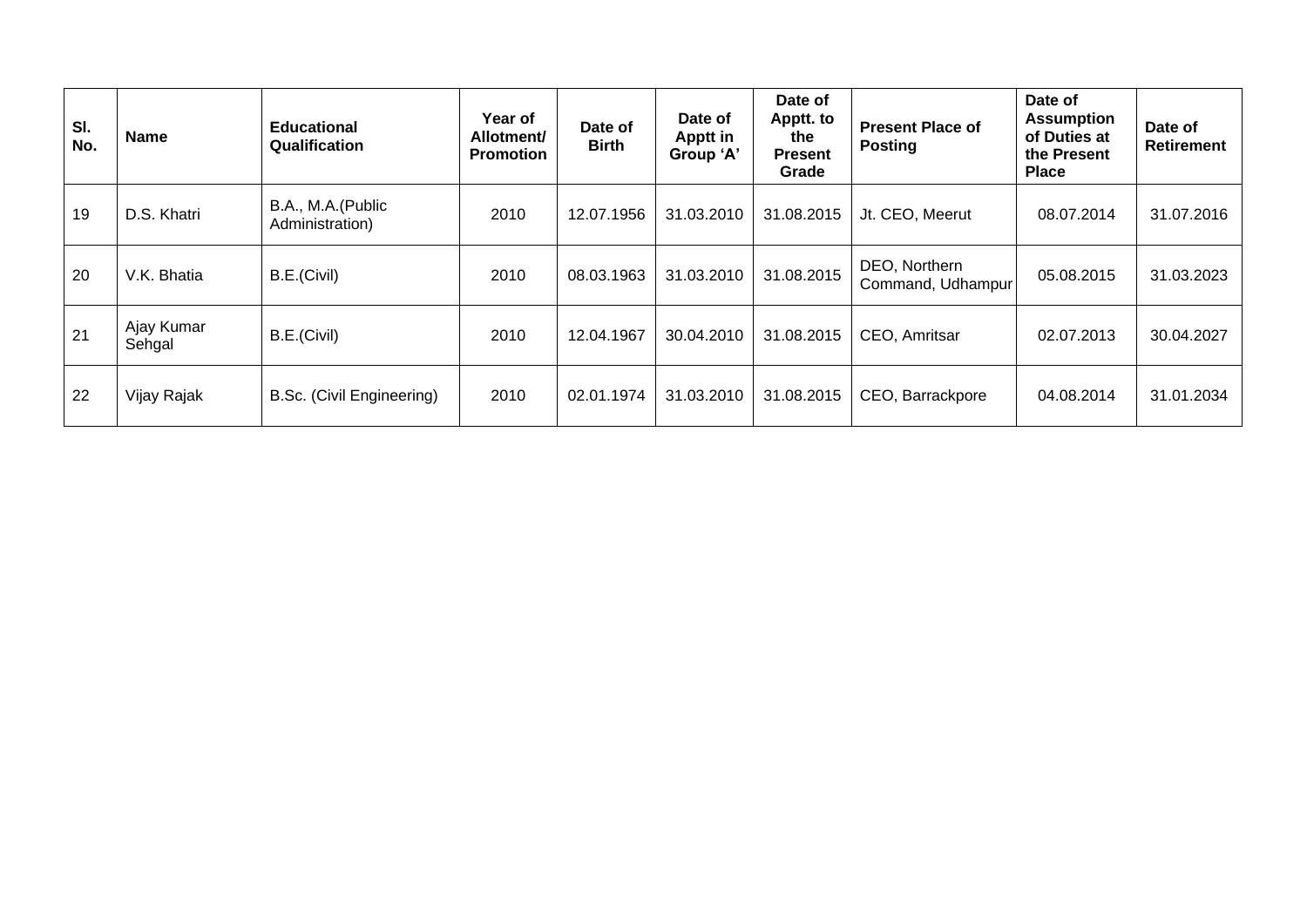| Sl. No. | Name | Educational Qualification | Year of Allotment/ Promotion | Date of Birth | Date of Apptt in Group 'A' | Date of Apptt. to the Present Grade | Present Place of Posting | Date of Assumption of Duties at the Present Place | Date of Retirement |
|---|---|---|---|---|---|---|---|---|---|
| 19 | D.S. Khatri | B.A., M.A.(Public Administration) | 2010 | 12.07.1956 | 31.03.2010 | 31.08.2015 | Jt. CEO, Meerut | 08.07.2014 | 31.07.2016 |
| 20 | V.K. Bhatia | B.E.(Civil) | 2010 | 08.03.1963 | 31.03.2010 | 31.08.2015 | DEO, Northern Command, Udhampur | 05.08.2015 | 31.03.2023 |
| 21 | Ajay Kumar Sehgal | B.E.(Civil) | 2010 | 12.04.1967 | 30.04.2010 | 31.08.2015 | CEO, Amritsar | 02.07.2013 | 30.04.2027 |
| 22 | Vijay Rajak | B.Sc. (Civil Engineering) | 2010 | 02.01.1974 | 31.03.2010 | 31.08.2015 | CEO, Barrackpore | 04.08.2014 | 31.01.2034 |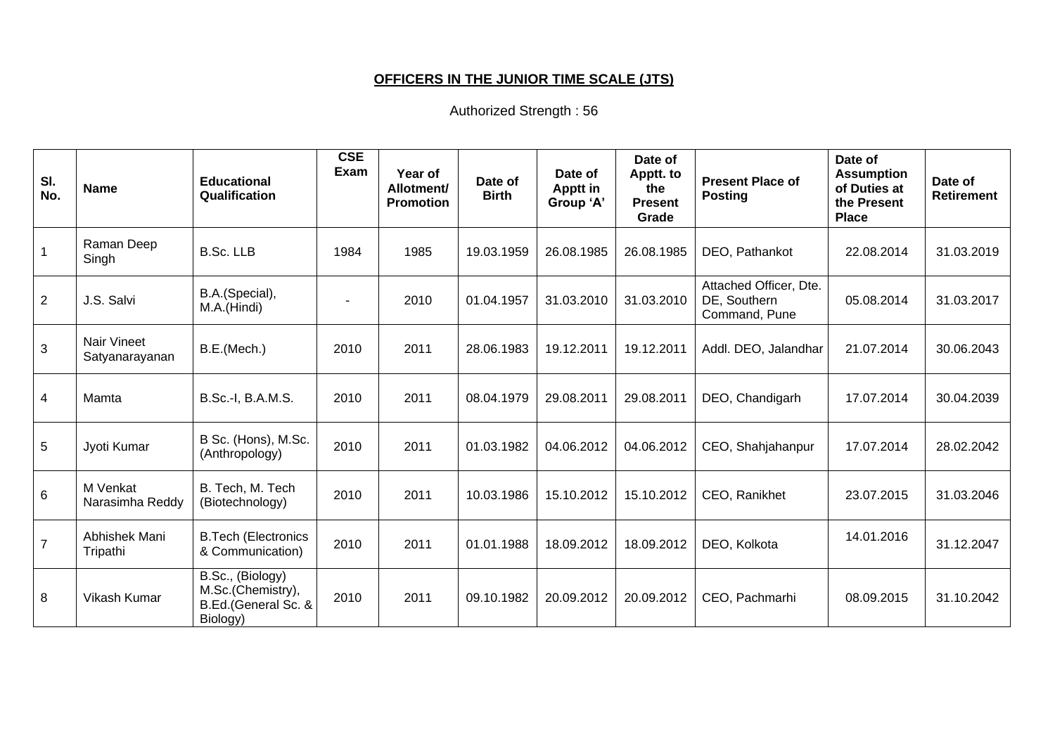**OFFICERS IN THE JUNIOR TIME SCALE (JTS)**

Authorized Strength : 56

| Sl. No. | Name | Educational Qualification | CSE Exam | Year of Allotment/ Promotion | Date of Birth | Date of Apptt in Group 'A' | Date of Apptt. to the Present Grade | Present Place of Posting | Date of Assumption of Duties at the Present Place | Date of Retirement |
|---|---|---|---|---|---|---|---|---|---|---|
| 1 | Raman Deep Singh | B.Sc. LLB | 1984 | 1985 | 19.03.1959 | 26.08.1985 | 26.08.1985 | DEO, Pathankot | 22.08.2014 | 31.03.2019 |
| 2 | J.S. Salvi | B.A.(Special), M.A.(Hindi) | - | 2010 | 01.04.1957 | 31.03.2010 | 31.03.2010 | Attached Officer, Dte. DE, Southern Command, Pune | 05.08.2014 | 31.03.2017 |
| 3 | Nair Vineet Satyanarayanan | B.E.(Mech.) | 2010 | 2011 | 28.06.1983 | 19.12.2011 | 19.12.2011 | Addl. DEO, Jalandhar | 21.07.2014 | 30.06.2043 |
| 4 | Mamta | B.Sc.-I, B.A.M.S. | 2010 | 2011 | 08.04.1979 | 29.08.2011 | 29.08.2011 | DEO, Chandigarh | 17.07.2014 | 30.04.2039 |
| 5 | Jyoti Kumar | B Sc. (Hons), M.Sc. (Anthropology) | 2010 | 2011 | 01.03.1982 | 04.06.2012 | 04.06.2012 | CEO, Shahjahanpur | 17.07.2014 | 28.02.2042 |
| 6 | M Venkat Narasimha Reddy | B. Tech, M. Tech (Biotechnology) | 2010 | 2011 | 10.03.1986 | 15.10.2012 | 15.10.2012 | CEO, Ranikhet | 23.07.2015 | 31.03.2046 |
| 7 | Abhishek Mani Tripathi | B.Tech (Electronics & Communication) | 2010 | 2011 | 01.01.1988 | 18.09.2012 | 18.09.2012 | DEO, Kolkota | 14.01.2016 | 31.12.2047 |
| 8 | Vikash Kumar | B.Sc., (Biology) M.Sc.(Chemistry), B.Ed.(General Sc. & Biology) | 2010 | 2011 | 09.10.1982 | 20.09.2012 | 20.09.2012 | CEO, Pachmarhi | 08.09.2015 | 31.10.2042 |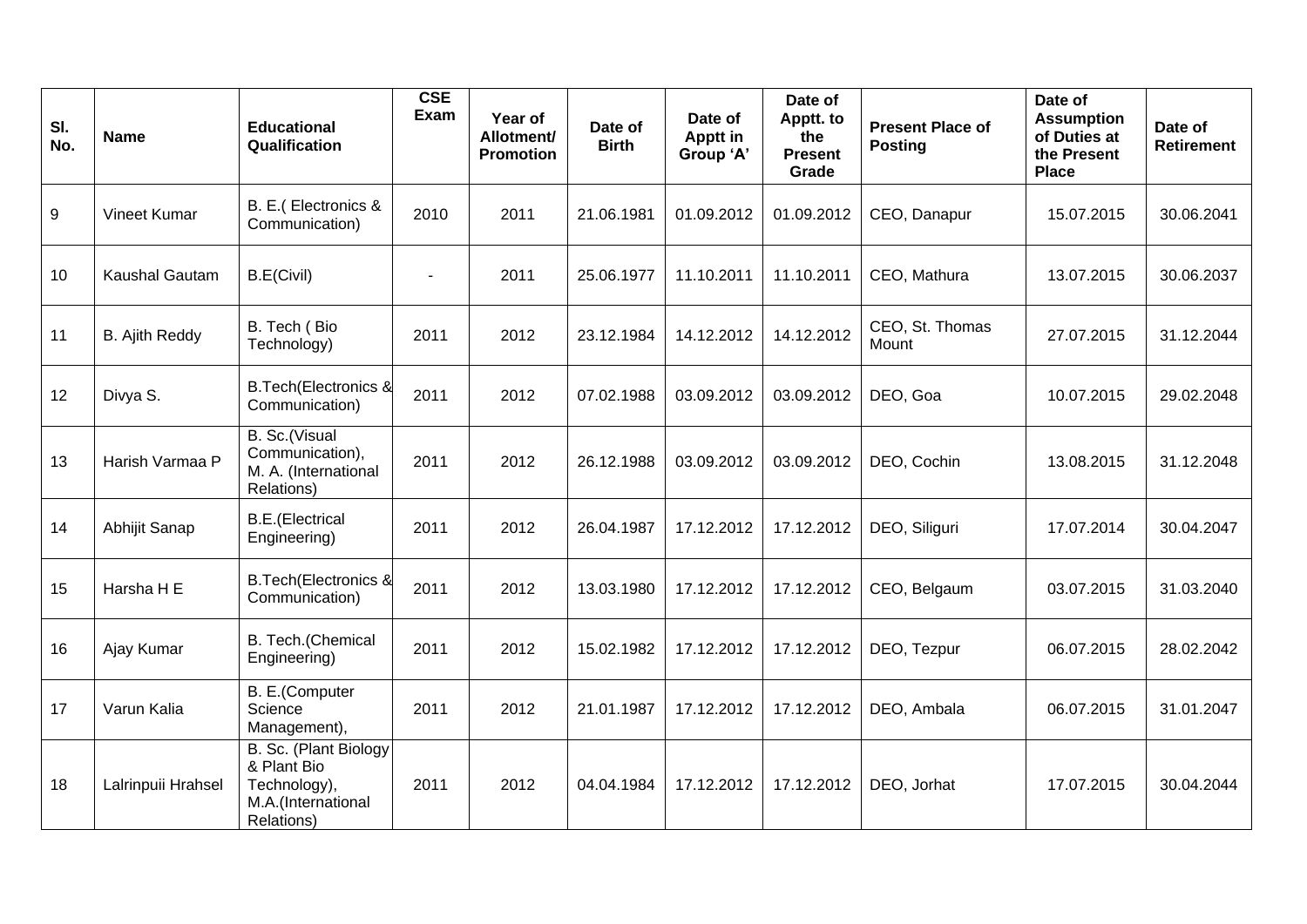| Sl. No. | Name | Educational Qualification | CSE Exam | Year of Allotment/ Promotion | Date of Birth | Date of Apptt in Group 'A' | Date of Apptt. to the Present Grade | Present Place of Posting | Date of Assumption of Duties at the Present Place | Date of Retirement |
|---|---|---|---|---|---|---|---|---|---|---|
| 9 | Vineet Kumar | B. E.( Electronics & Communication) | 2010 | 2011 | 21.06.1981 | 01.09.2012 | 01.09.2012 | CEO, Danapur | 15.07.2015 | 30.06.2041 |
| 10 | Kaushal Gautam | B.E(Civil) | - | 2011 | 25.06.1977 | 11.10.2011 | 11.10.2011 | CEO, Mathura | 13.07.2015 | 30.06.2037 |
| 11 | B. Ajith Reddy | B. Tech ( Bio Technology) | 2011 | 2012 | 23.12.1984 | 14.12.2012 | 14.12.2012 | CEO, St. Thomas Mount | 27.07.2015 | 31.12.2044 |
| 12 | Divya S. | B.Tech(Electronics & Communication) | 2011 | 2012 | 07.02.1988 | 03.09.2012 | 03.09.2012 | DEO, Goa | 10.07.2015 | 29.02.2048 |
| 13 | Harish Varmaa P | B. Sc.(Visual Communication), M. A. (International Relations) | 2011 | 2012 | 26.12.1988 | 03.09.2012 | 03.09.2012 | DEO, Cochin | 13.08.2015 | 31.12.2048 |
| 14 | Abhijit Sanap | B.E.(Electrical Engineering) | 2011 | 2012 | 26.04.1987 | 17.12.2012 | 17.12.2012 | DEO, Siliguri | 17.07.2014 | 30.04.2047 |
| 15 | Harsha H E | B.Tech(Electronics & Communication) | 2011 | 2012 | 13.03.1980 | 17.12.2012 | 17.12.2012 | CEO, Belgaum | 03.07.2015 | 31.03.2040 |
| 16 | Ajay Kumar | B. Tech.(Chemical Engineering) | 2011 | 2012 | 15.02.1982 | 17.12.2012 | 17.12.2012 | DEO, Tezpur | 06.07.2015 | 28.02.2042 |
| 17 | Varun Kalia | B. E.(Computer Science Management), | 2011 | 2012 | 21.01.1987 | 17.12.2012 | 17.12.2012 | DEO, Ambala | 06.07.2015 | 31.01.2047 |
| 18 | Lalrinpuii Hrahsel | B. Sc. (Plant Biology & Plant Bio Technology), M.A.(International Relations) | 2011 | 2012 | 04.04.1984 | 17.12.2012 | 17.12.2012 | DEO, Jorhat | 17.07.2015 | 30.04.2044 |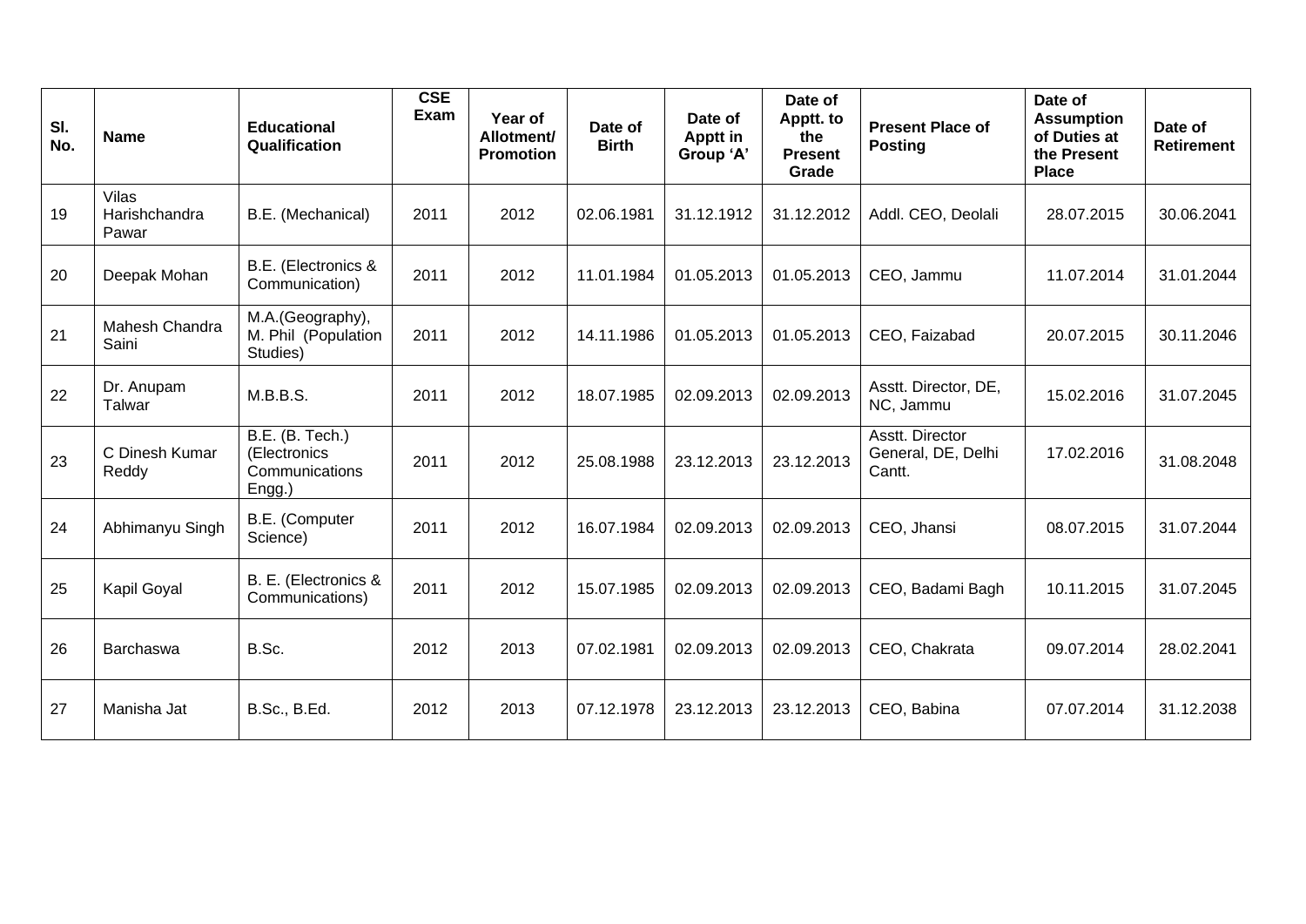| Sl. No. | Name | Educational Qualification | CSE Exam | Year of Allotment/ Promotion | Date of Birth | Date of Apptt in Group 'A' | Date of Apptt. to the Present Grade | Present Place of Posting | Date of Assumption of Duties at the Present Place | Date of Retirement |
|---|---|---|---|---|---|---|---|---|---|---|
| 19 | Vilas Harishchandra Pawar | B.E. (Mechanical) | 2011 | 2012 | 02.06.1981 | 31.12.1912 | 31.12.2012 | Addl. CEO, Deolali | 28.07.2015 | 30.06.2041 |
| 20 | Deepak Mohan | B.E. (Electronics & Communication) | 2011 | 2012 | 11.01.1984 | 01.05.2013 | 01.05.2013 | CEO, Jammu | 11.07.2014 | 31.01.2044 |
| 21 | Mahesh Chandra Saini | M.A.(Geography), M. Phil (Population Studies) | 2011 | 2012 | 14.11.1986 | 01.05.2013 | 01.05.2013 | CEO, Faizabad | 20.07.2015 | 30.11.2046 |
| 22 | Dr. Anupam Talwar | M.B.B.S. | 2011 | 2012 | 18.07.1985 | 02.09.2013 | 02.09.2013 | Asstt. Director, DE, NC, Jammu | 15.02.2016 | 31.07.2045 |
| 23 | C Dinesh Kumar Reddy | B.E. (B. Tech.) (Electronics Communications Engg.) | 2011 | 2012 | 25.08.1988 | 23.12.2013 | 23.12.2013 | Asstt. Director General, DE, Delhi Cantt. | 17.02.2016 | 31.08.2048 |
| 24 | Abhimanyu Singh | B.E. (Computer Science) | 2011 | 2012 | 16.07.1984 | 02.09.2013 | 02.09.2013 | CEO, Jhansi | 08.07.2015 | 31.07.2044 |
| 25 | Kapil Goyal | B. E. (Electronics & Communications) | 2011 | 2012 | 15.07.1985 | 02.09.2013 | 02.09.2013 | CEO, Badami Bagh | 10.11.2015 | 31.07.2045 |
| 26 | Barchaswa | B.Sc. | 2012 | 2013 | 07.02.1981 | 02.09.2013 | 02.09.2013 | CEO, Chakrata | 09.07.2014 | 28.02.2041 |
| 27 | Manisha Jat | B.Sc., B.Ed. | 2012 | 2013 | 07.12.1978 | 23.12.2013 | 23.12.2013 | CEO, Babina | 07.07.2014 | 31.12.2038 |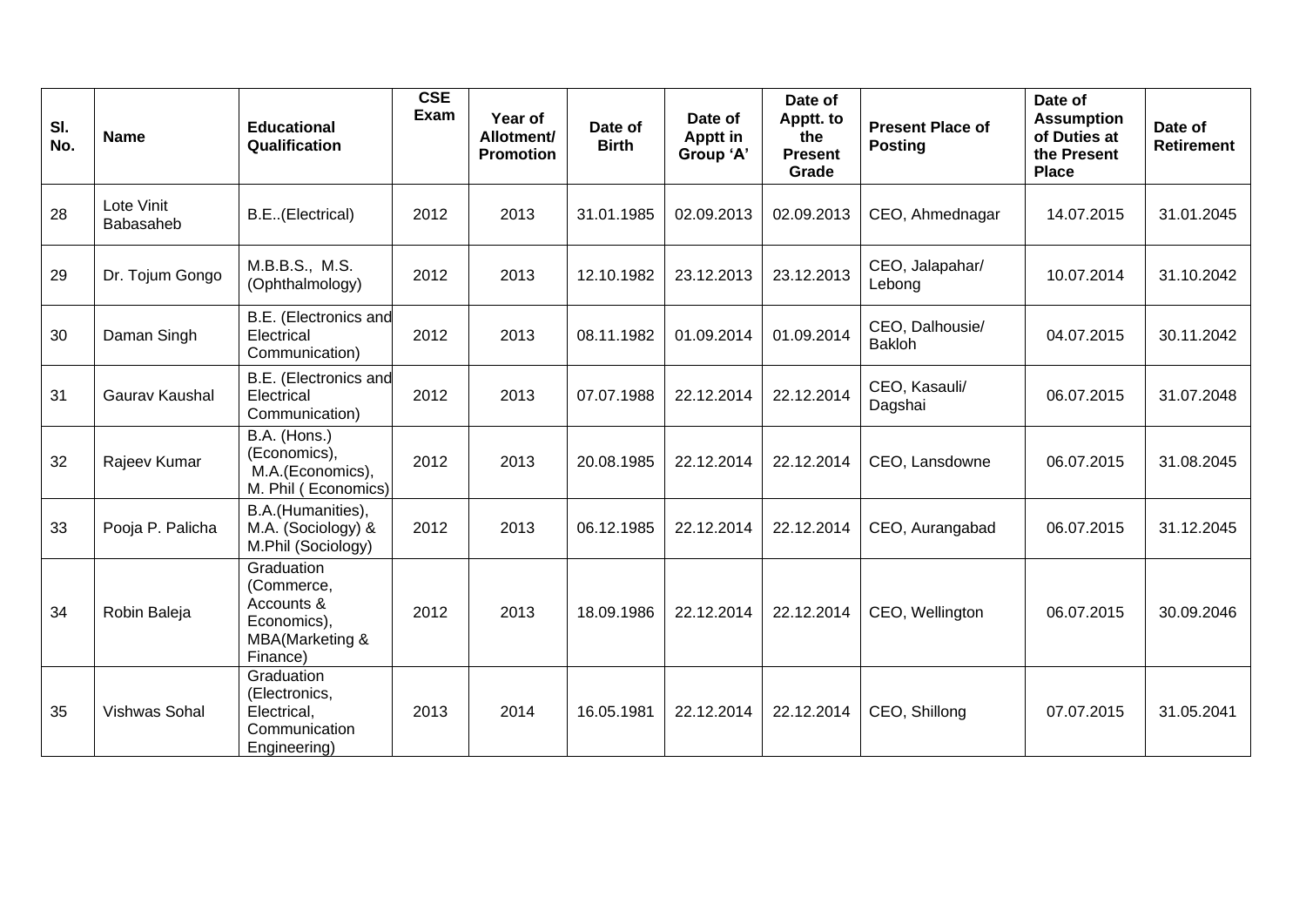| Sl. No. | Name | Educational Qualification | CSE Exam | Year of Allotment/ Promotion | Date of Birth | Date of Apptt in Group 'A' | Date of Apptt. to the Present Grade | Present Place of Posting | Date of Assumption of Duties at the Present Place | Date of Retirement |
|---|---|---|---|---|---|---|---|---|---|---|
| 28 | Lote Vinit Babasaheb | B.E..(Electrical) | 2012 | 2013 | 31.01.1985 | 02.09.2013 | 02.09.2013 | CEO, Ahmednagar | 14.07.2015 | 31.01.2045 |
| 29 | Dr. Tojum Gongo | M.B.B.S., M.S. (Ophthalmology) | 2012 | 2013 | 12.10.1982 | 23.12.2013 | 23.12.2013 | CEO, Jalapahar/ Lebong | 10.07.2014 | 31.10.2042 |
| 30 | Daman Singh | B.E. (Electronics and Electrical Communication) | 2012 | 2013 | 08.11.1982 | 01.09.2014 | 01.09.2014 | CEO, Dalhousie/ Bakloh | 04.07.2015 | 30.11.2042 |
| 31 | Gaurav Kaushal | B.E. (Electronics and Electrical Communication) | 2012 | 2013 | 07.07.1988 | 22.12.2014 | 22.12.2014 | CEO, Kasauli/ Dagshai | 06.07.2015 | 31.07.2048 |
| 32 | Rajeev Kumar | B.A. (Hons.) (Economics), M.A.(Economics), M. Phil ( Economics) | 2012 | 2013 | 20.08.1985 | 22.12.2014 | 22.12.2014 | CEO, Lansdowne | 06.07.2015 | 31.08.2045 |
| 33 | Pooja P. Palicha | B.A.(Humanities), M.A. (Sociology) & M.Phil (Sociology) | 2012 | 2013 | 06.12.1985 | 22.12.2014 | 22.12.2014 | CEO, Aurangabad | 06.07.2015 | 31.12.2045 |
| 34 | Robin Baleja | Graduation (Commerce, Accounts & Economics), MBA(Marketing & Finance) | 2012 | 2013 | 18.09.1986 | 22.12.2014 | 22.12.2014 | CEO, Wellington | 06.07.2015 | 30.09.2046 |
| 35 | Vishwas Sohal | Graduation (Electronics, Electrical, Communication Engineering) | 2013 | 2014 | 16.05.1981 | 22.12.2014 | 22.12.2014 | CEO, Shillong | 07.07.2015 | 31.05.2041 |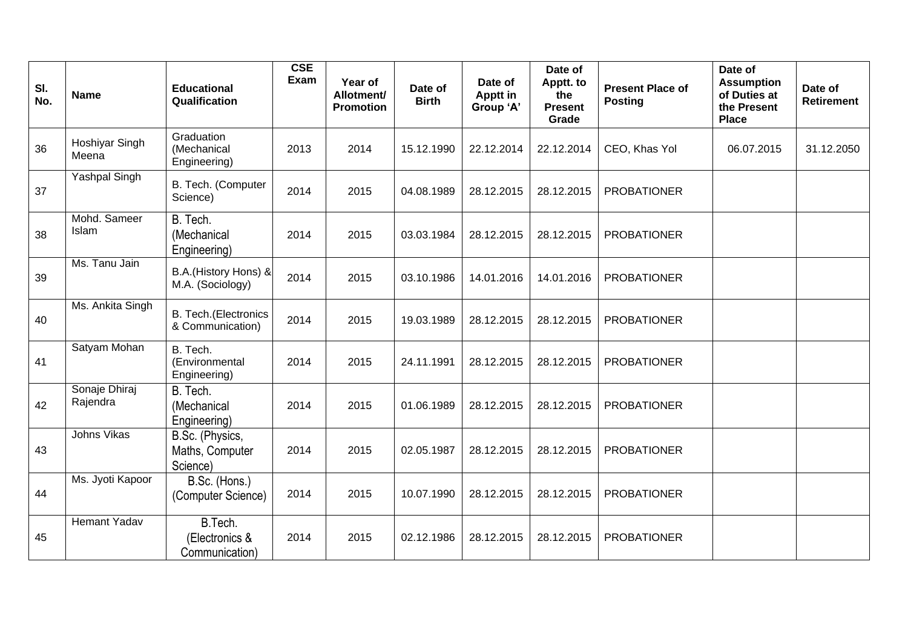| Sl. No. | Name | Educational Qualification | CSE Exam | Year of Allotment/ Promotion | Date of Birth | Date of Apptt in Group 'A' | Date of Apptt. to the Present Grade | Present Place of Posting | Date of Assumption of Duties at the Present Place | Date of Retirement |
|---|---|---|---|---|---|---|---|---|---|---|
| 36 | Hoshiyar Singh Meena | Graduation (Mechanical Engineering) | 2013 | 2014 | 15.12.1990 | 22.12.2014 | 22.12.2014 | CEO, Khas Yol | 06.07.2015 | 31.12.2050 |
| 37 | Yashpal Singh | B. Tech. (Computer Science) | 2014 | 2015 | 04.08.1989 | 28.12.2015 | 28.12.2015 | PROBATIONER | | |
| 38 | Mohd. Sameer Islam | B. Tech. (Mechanical Engineering) | 2014 | 2015 | 03.03.1984 | 28.12.2015 | 28.12.2015 | PROBATIONER | | |
| 39 | Ms. Tanu Jain | B.A.(History Hons) & M.A. (Sociology) | 2014 | 2015 | 03.10.1986 | 14.01.2016 | 14.01.2016 | PROBATIONER | | |
| 40 | Ms. Ankita Singh | B. Tech.(Electronics & Communication) | 2014 | 2015 | 19.03.1989 | 28.12.2015 | 28.12.2015 | PROBATIONER | | |
| 41 | Satyam Mohan | B. Tech. (Environmental Engineering) | 2014 | 2015 | 24.11.1991 | 28.12.2015 | 28.12.2015 | PROBATIONER | | |
| 42 | Sonaje Dhiraj Rajendra | B. Tech. (Mechanical Engineering) | 2014 | 2015 | 01.06.1989 | 28.12.2015 | 28.12.2015 | PROBATIONER | | |
| 43 | Johns Vikas | B.Sc. (Physics, Maths, Computer Science) | 2014 | 2015 | 02.05.1987 | 28.12.2015 | 28.12.2015 | PROBATIONER | | |
| 44 | Ms. Jyoti Kapoor | B.Sc. (Hons.) (Computer Science) | 2014 | 2015 | 10.07.1990 | 28.12.2015 | 28.12.2015 | PROBATIONER | | |
| 45 | Hemant Yadav | B.Tech. (Electronics & Communication) | 2014 | 2015 | 02.12.1986 | 28.12.2015 | 28.12.2015 | PROBATIONER | | |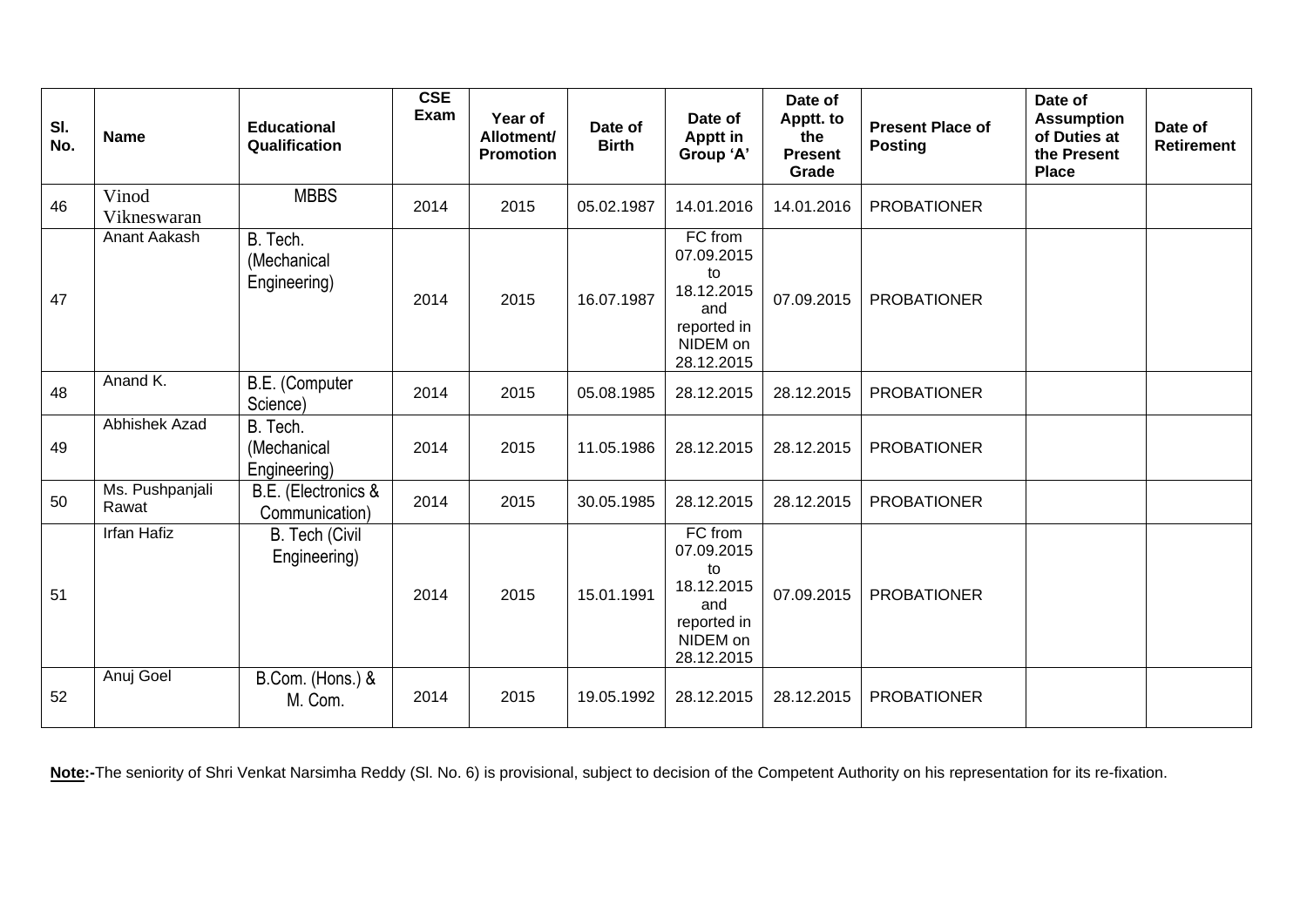| Sl. No. | Name | Educational Qualification | CSE Exam | Year of Allotment/ Promotion | Date of Birth | Date of Apptt in Group 'A' | Date of Apptt. to the Present Grade | Present Place of Posting | Date of Assumption of Duties at the Present Place | Date of Retirement |
|---|---|---|---|---|---|---|---|---|---|---|
| 46 | Vinod Vikneswaran | MBBS | 2014 | 2015 | 05.02.1987 | 14.01.2016 | 14.01.2016 | PROBATIONER | | |
| 47 | Anant Aakash | B. Tech. (Mechanical Engineering) | 2014 | 2015 | 16.07.1987 | FC from 07.09.2015 to 18.12.2015 and reported in NIDEM on 28.12.2015 | 07.09.2015 | PROBATIONER | | |
| 48 | Anand K. | B.E. (Computer Science) | 2014 | 2015 | 05.08.1985 | 28.12.2015 | 28.12.2015 | PROBATIONER | | |
| 49 | Abhishek Azad | B. Tech. (Mechanical Engineering) | 2014 | 2015 | 11.05.1986 | 28.12.2015 | 28.12.2015 | PROBATIONER | | |
| 50 | Ms. Pushpanjali Rawat | B.E. (Electronics & Communication) | 2014 | 2015 | 30.05.1985 | 28.12.2015 | 28.12.2015 | PROBATIONER | | |
| 51 | Irfan Hafiz | B. Tech (Civil Engineering) | 2014 | 2015 | 15.01.1991 | FC from 07.09.2015 to 18.12.2015 and reported in NIDEM on 28.12.2015 | 07.09.2015 | PROBATIONER | | |
| 52 | Anuj Goel | B.Com. (Hons.) & M. Com. | 2014 | 2015 | 19.05.1992 | 28.12.2015 | 28.12.2015 | PROBATIONER | | |

**Note:-**The seniority of Shri Venkat Narsimha Reddy (Sl. No. 6) is provisional, subject to decision of the Competent Authority on his representation for its re-fixation.